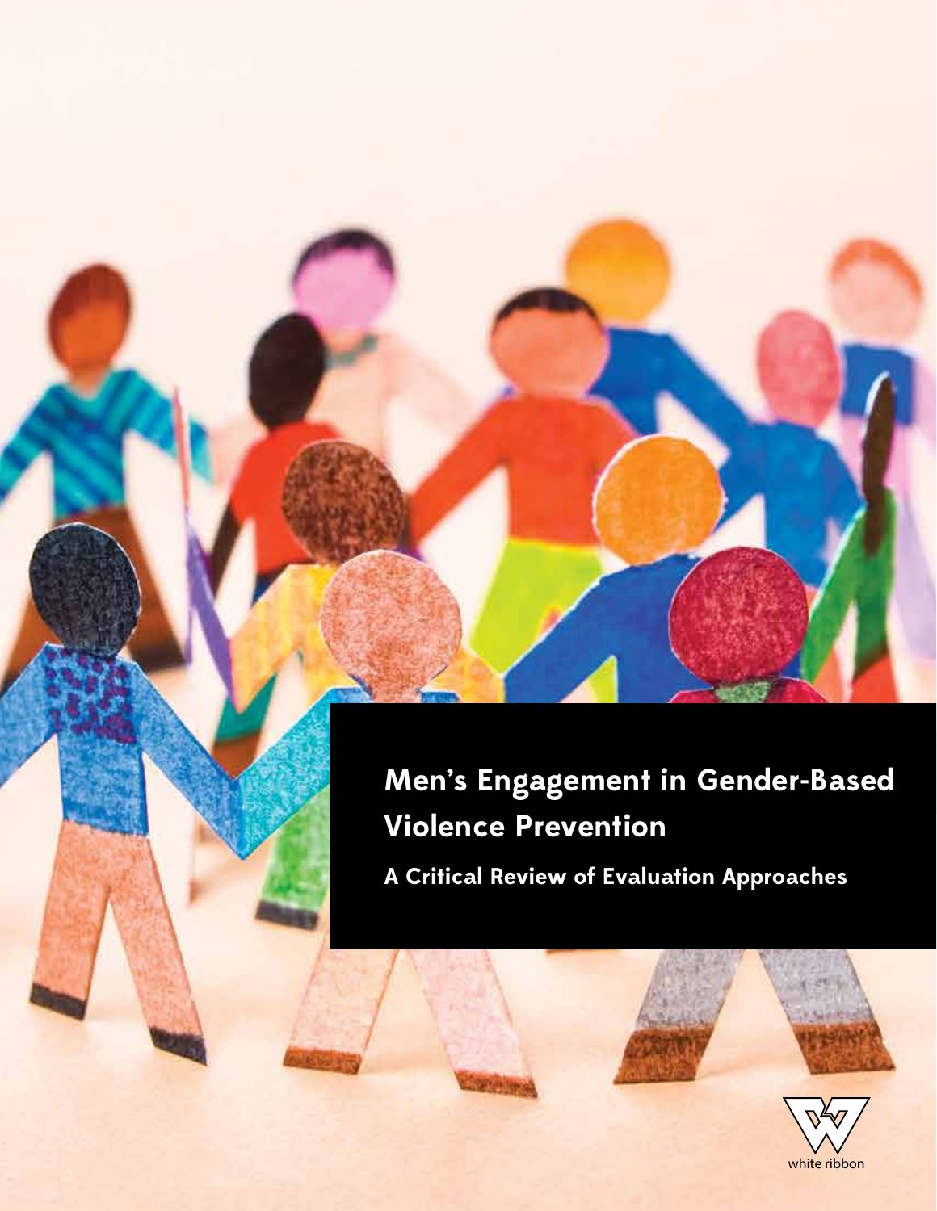# Men's Engagement in Gender-Based Violence Prevention

## A Critical Review of Evaluation Approaches

white ribbon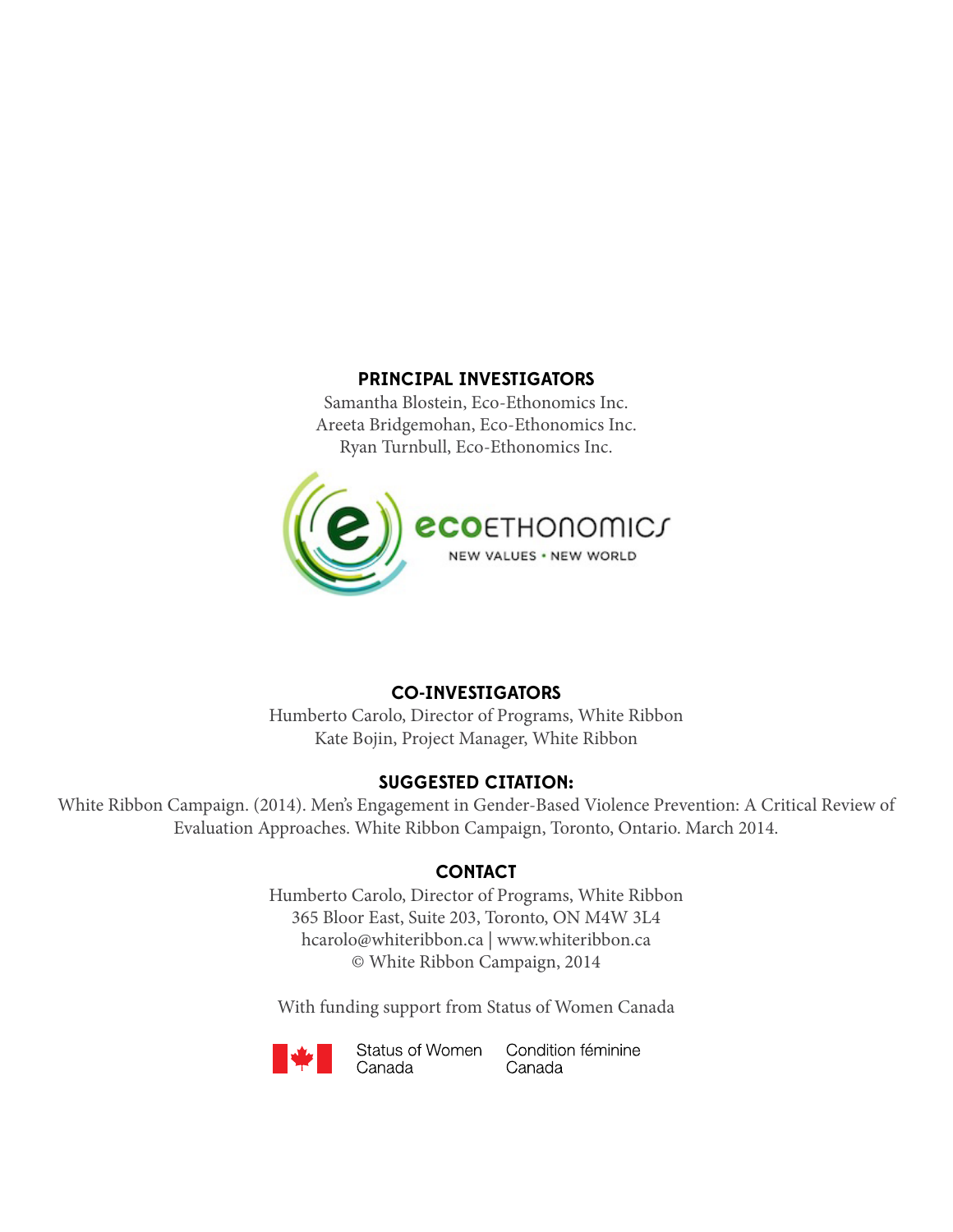**PRINCIPAL INVESTIGATORS**

Samantha Blostein, Eco-Ethonomics Inc.
Areeta Bridgemohan, Eco-Ethonomics Inc.
Ryan Turnbull, Eco-Ethonomics Inc.

ecoETHONOMICS
NEW VALUES • NEW WORLD

**CO-INVESTIGATORS**

Humberto Carolo, Director of Programs, White Ribbon
Kate Bojin, Project Manager, White Ribbon

**SUGGESTED CITATION:**

White Ribbon Campaign. (2014). Men's Engagement in Gender-Based Violence Prevention: A Critical Review of Evaluation Approaches. White Ribbon Campaign, Toronto, Ontario. March 2014.

**CONTACT**

Humberto Carolo, Director of Programs, White Ribbon
365 Bloor East, Suite 203, Toronto, ON M4W 3L4
hcarolo@whiteribbon.ca | www.whiteribbon.ca
© White Ribbon Campaign, 2014

With funding support from Status of Women Canada

Status of Women Canada    Condition féminine Canada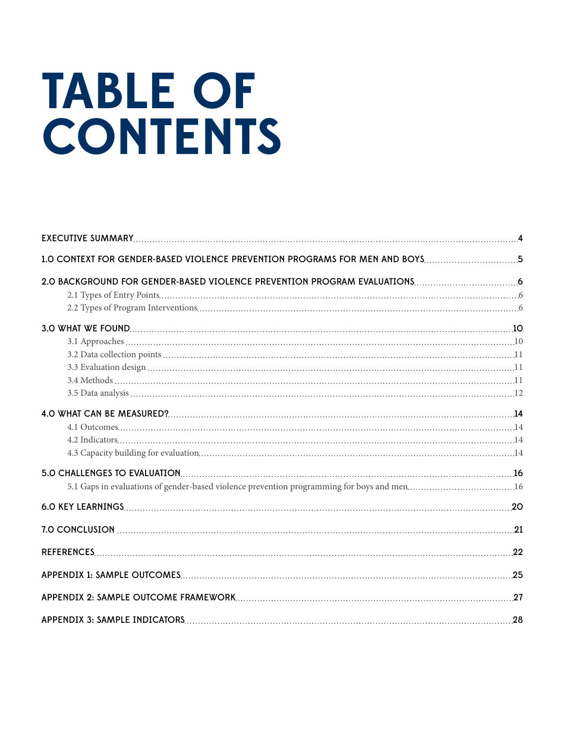# TABLE OF CONTENTS

EXECUTIVE SUMMARY ........ 4

1.0 CONTEXT FOR GENDER-BASED VIOLENCE PREVENTION PROGRAMS FOR MEN AND BOYS ........ 5

2.0 BACKGROUND FOR GENDER-BASED VIOLENCE PREVENTION PROGRAM EVALUATIONS ........ 6

- 2.1 Types of Entry Points ........ 6
- 2.2 Types of Program Interventions ........ 6

3.0 WHAT WE FOUND ........ 10

- 3.1 Approaches ........ 10
- 3.2 Data collection points ........ 11
- 3.3 Evaluation design ........ 11
- 3.4 Methods ........ 11
- 3.5 Data analysis ........ 12

4.0 WHAT CAN BE MEASURED? ........ 14

- 4.1 Outcomes ........ 14
- 4.2 Indicators ........ 14
- 4.3 Capacity building for evaluation ........ 14

5.0 CHALLENGES TO EVALUATION ........ 16

- 5.1 Gaps in evaluations of gender-based violence prevention programming for boys and men ........ 16

6.0 KEY LEARNINGS ........ 20

7.0 CONCLUSION ........ 21

REFERENCES ........ 22

APPENDIX 1: SAMPLE OUTCOMES ........ 25

APPENDIX 2: SAMPLE OUTCOME FRAMEWORK ........ 27

APPENDIX 3: SAMPLE INDICATORS ........ 28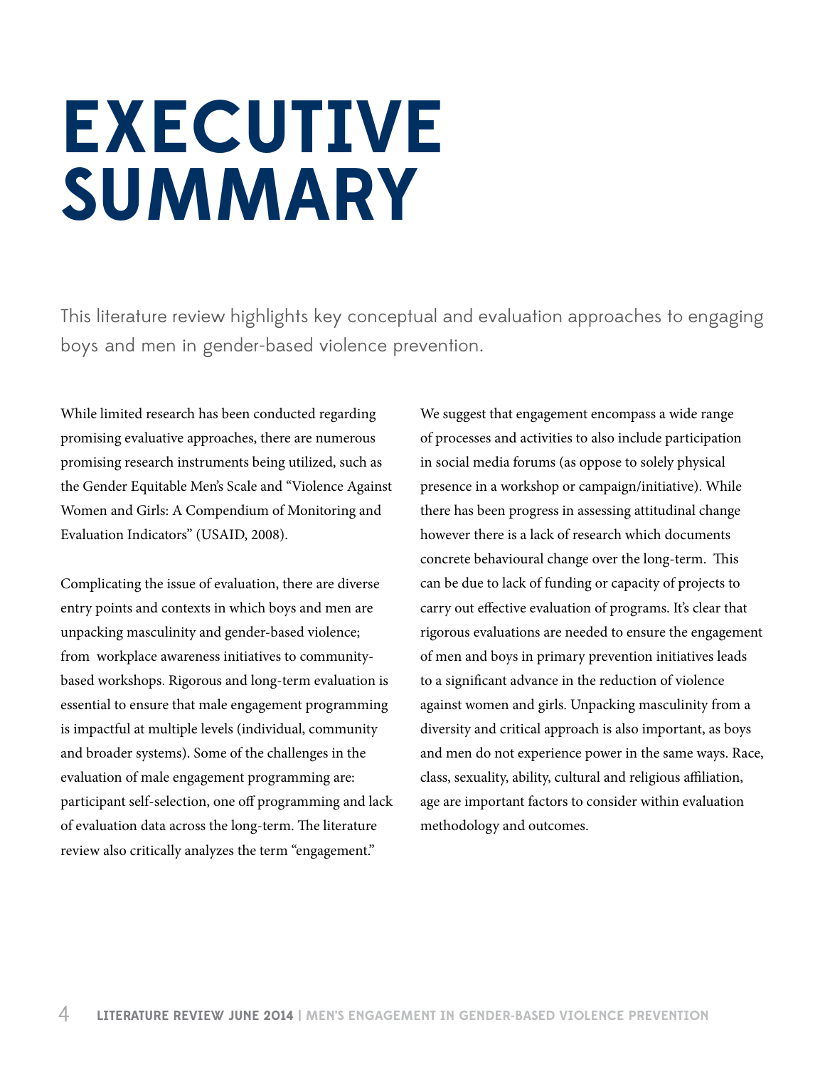# EXECUTIVE SUMMARY

This literature review highlights key conceptual and evaluation approaches to engaging boys and men in gender-based violence prevention.

While limited research has been conducted regarding promising evaluative approaches, there are numerous promising research instruments being utilized, such as the Gender Equitable Men's Scale and "Violence Against Women and Girls: A Compendium of Monitoring and Evaluation Indicators" (USAID, 2008).

Complicating the issue of evaluation, there are diverse entry points and contexts in which boys and men are unpacking masculinity and gender-based violence; from workplace awareness initiatives to community-based workshops. Rigorous and long-term evaluation is essential to ensure that male engagement programming is impactful at multiple levels (individual, community and broader systems). Some of the challenges in the evaluation of male engagement programming are: participant self-selection, one off programming and lack of evaluation data across the long-term. The literature review also critically analyzes the term "engagement."

We suggest that engagement encompass a wide range of processes and activities to also include participation in social media forums (as oppose to solely physical presence in a workshop or campaign/initiative). While there has been progress in assessing attitudinal change however there is a lack of research which documents concrete behavioural change over the long-term. This can be due to lack of funding or capacity of projects to carry out effective evaluation of programs. It's clear that rigorous evaluations are needed to ensure the engagement of men and boys in primary prevention initiatives leads to a significant advance in the reduction of violence against women and girls. Unpacking masculinity from a diversity and critical approach is also important, as boys and men do not experience power in the same ways. Race, class, sexuality, ability, cultural and religious affiliation, age are important factors to consider within evaluation methodology and outcomes.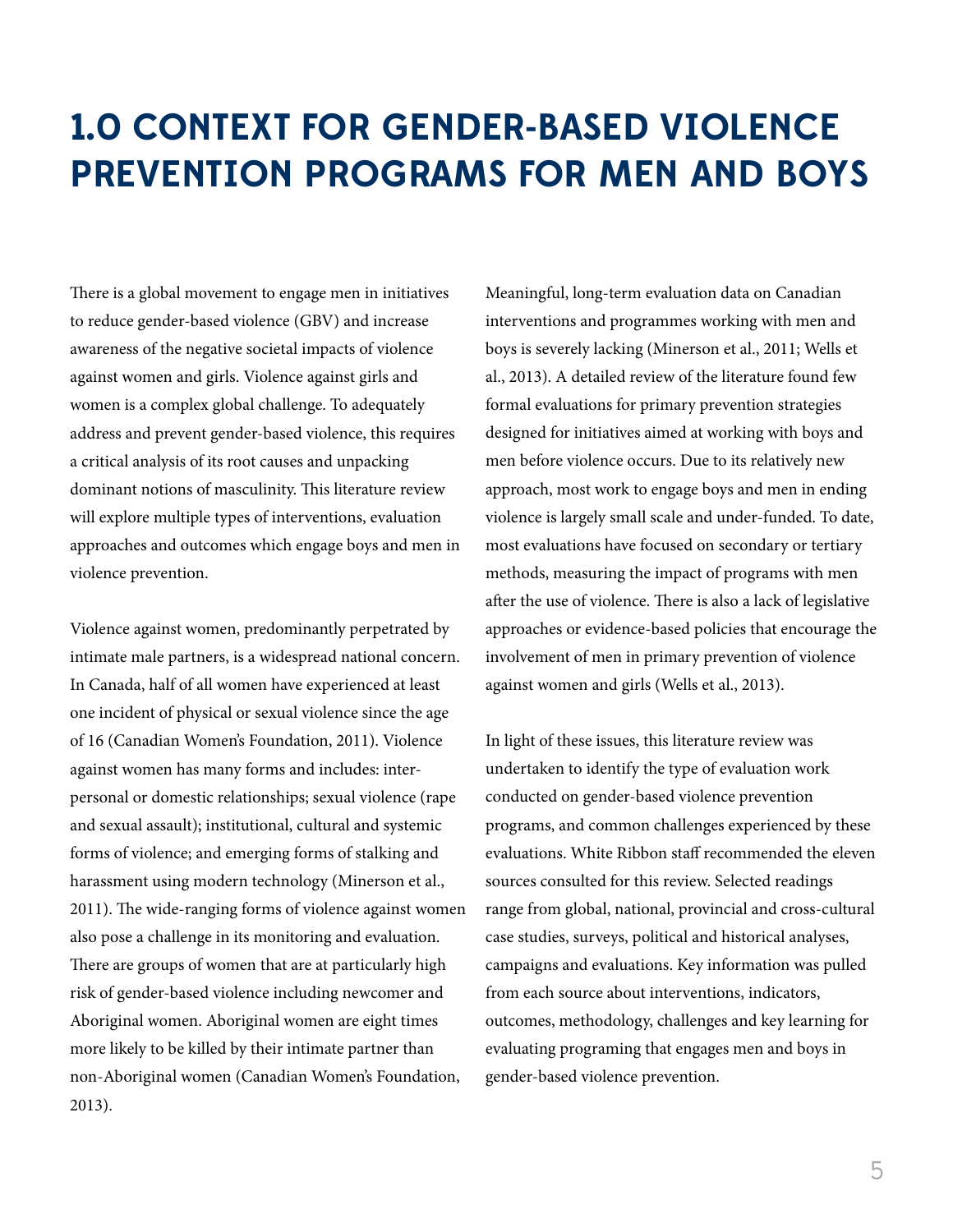# 1.0 CONTEXT FOR GENDER-BASED VIOLENCE PREVENTION PROGRAMS FOR MEN AND BOYS

There is a global movement to engage men in initiatives to reduce gender-based violence (GBV) and increase awareness of the negative societal impacts of violence against women and girls. Violence against girls and women is a complex global challenge. To adequately address and prevent gender-based violence, this requires a critical analysis of its root causes and unpacking dominant notions of masculinity. This literature review will explore multiple types of interventions, evaluation approaches and outcomes which engage boys and men in violence prevention.

Violence against women, predominantly perpetrated by intimate male partners, is a widespread national concern. In Canada, half of all women have experienced at least one incident of physical or sexual violence since the age of 16 (Canadian Women's Foundation, 2011). Violence against women has many forms and includes: inter-personal or domestic relationships; sexual violence (rape and sexual assault); institutional, cultural and systemic forms of violence; and emerging forms of stalking and harassment using modern technology (Minerson et al., 2011). The wide-ranging forms of violence against women also pose a challenge in its monitoring and evaluation. There are groups of women that are at particularly high risk of gender-based violence including newcomer and Aboriginal women. Aboriginal women are eight times more likely to be killed by their intimate partner than non-Aboriginal women (Canadian Women's Foundation, 2013).

Meaningful, long-term evaluation data on Canadian interventions and programmes working with men and boys is severely lacking (Minerson et al., 2011; Wells et al., 2013). A detailed review of the literature found few formal evaluations for primary prevention strategies designed for initiatives aimed at working with boys and men before violence occurs. Due to its relatively new approach, most work to engage boys and men in ending violence is largely small scale and under-funded. To date, most evaluations have focused on secondary or tertiary methods, measuring the impact of programs with men after the use of violence. There is also a lack of legislative approaches or evidence-based policies that encourage the involvement of men in primary prevention of violence against women and girls (Wells et al., 2013).

In light of these issues, this literature review was undertaken to identify the type of evaluation work conducted on gender-based violence prevention programs, and common challenges experienced by these evaluations. White Ribbon staff recommended the eleven sources consulted for this review. Selected readings range from global, national, provincial and cross-cultural case studies, surveys, political and historical analyses, campaigns and evaluations. Key information was pulled from each source about interventions, indicators, outcomes, methodology, challenges and key learning for evaluating programing that engages men and boys in gender-based violence prevention.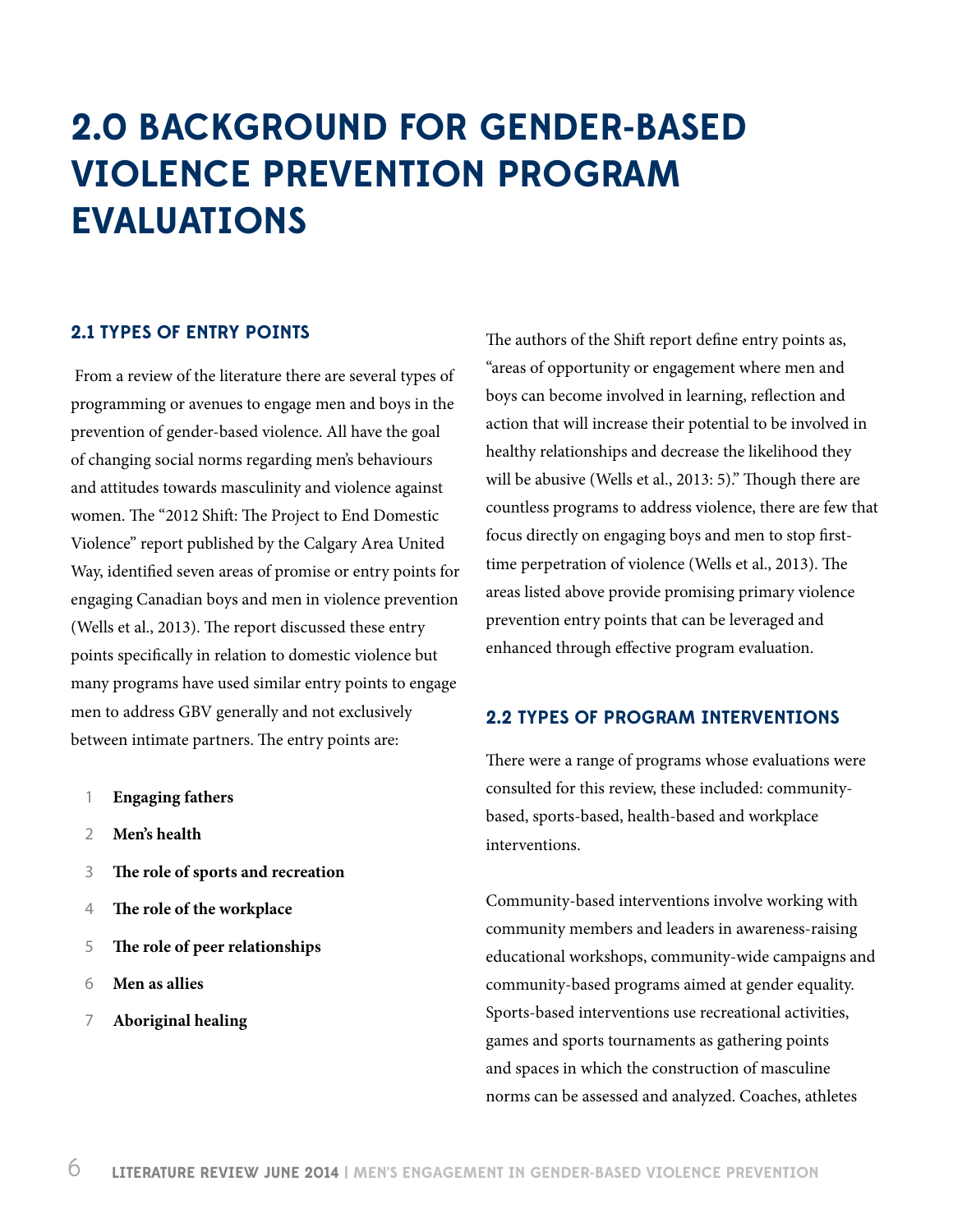# 2.0 BACKGROUND FOR GENDER-BASED VIOLENCE PREVENTION PROGRAM EVALUATIONS

## 2.1 TYPES OF ENTRY POINTS

From a review of the literature there are several types of programming or avenues to engage men and boys in the prevention of gender-based violence. All have the goal of changing social norms regarding men's behaviours and attitudes towards masculinity and violence against women. The "2012 Shift: The Project to End Domestic Violence" report published by the Calgary Area United Way, identified seven areas of promise or entry points for engaging Canadian boys and men in violence prevention (Wells et al., 2013). The report discussed these entry points specifically in relation to domestic violence but many programs have used similar entry points to engage men to address GBV generally and not exclusively between intimate partners. The entry points are:

1. **Engaging fathers**
2. **Men's health**
3. **The role of sports and recreation**
4. **The role of the workplace**
5. **The role of peer relationships**
6. **Men as allies**
7. **Aboriginal healing**

The authors of the Shift report define entry points as, "areas of opportunity or engagement where men and boys can become involved in learning, reflection and action that will increase their potential to be involved in healthy relationships and decrease the likelihood they will be abusive (Wells et al., 2013: 5)." Though there are countless programs to address violence, there are few that focus directly on engaging boys and men to stop first-time perpetration of violence (Wells et al., 2013). The areas listed above provide promising primary violence prevention entry points that can be leveraged and enhanced through effective program evaluation.

## 2.2 TYPES OF PROGRAM INTERVENTIONS

There were a range of programs whose evaluations were consulted for this review, these included: community-based, sports-based, health-based and workplace interventions.

Community-based interventions involve working with community members and leaders in awareness-raising educational workshops, community-wide campaigns and community-based programs aimed at gender equality. Sports-based interventions use recreational activities, games and sports tournaments as gathering points and spaces in which the construction of masculine norms can be assessed and analyzed. Coaches, athletes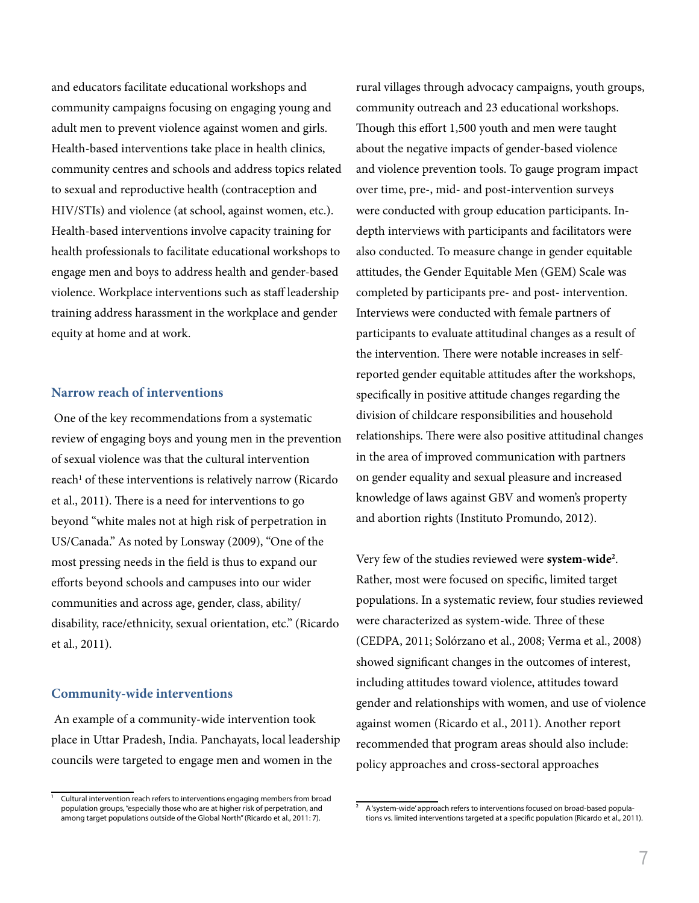and educators facilitate educational workshops and community campaigns focusing on engaging young and adult men to prevent violence against women and girls. Health-based interventions take place in health clinics, community centres and schools and address topics related to sexual and reproductive health (contraception and HIV/STIs) and violence (at school, against women, etc.). Health-based interventions involve capacity training for health professionals to facilitate educational workshops to engage men and boys to address health and gender-based violence. Workplace interventions such as staff leadership training address harassment in the workplace and gender equity at home and at work.

### Narrow reach of interventions

One of the key recommendations from a systematic review of engaging boys and young men in the prevention of sexual violence was that the cultural intervention reach[1] of these interventions is relatively narrow (Ricardo et al., 2011). There is a need for interventions to go beyond "white males not at high risk of perpetration in US/Canada." As noted by Lonsway (2009), "One of the most pressing needs in the field is thus to expand our efforts beyond schools and campuses into our wider communities and across age, gender, class, ability/disability, race/ethnicity, sexual orientation, etc." (Ricardo et al., 2011).

### Community-wide interventions

An example of a community-wide intervention took place in Uttar Pradesh, India. Panchayats, local leadership councils were targeted to engage men and women in the rural villages through advocacy campaigns, youth groups, community outreach and 23 educational workshops. Though this effort 1,500 youth and men were taught about the negative impacts of gender-based violence and violence prevention tools. To gauge program impact over time, pre-, mid- and post-intervention surveys were conducted with group education participants. In-depth interviews with participants and facilitators were also conducted. To measure change in gender equitable attitudes, the Gender Equitable Men (GEM) Scale was completed by participants pre- and post- intervention. Interviews were conducted with female partners of participants to evaluate attitudinal changes as a result of the intervention. There were notable increases in self-reported gender equitable attitudes after the workshops, specifically in positive attitude changes regarding the division of childcare responsibilities and household relationships. There were also positive attitudinal changes in the area of improved communication with partners on gender equality and sexual pleasure and increased knowledge of laws against GBV and women's property and abortion rights (Instituto Promundo, 2012).

Very few of the studies reviewed were **system-wide**[2]. Rather, most were focused on specific, limited target populations. In a systematic review, four studies reviewed were characterized as system-wide. Three of these (CEDPA, 2011; Solórzano et al., 2008; Verma et al., 2008) showed significant changes in the outcomes of interest, including attitudes toward violence, attitudes toward gender and relationships with women, and use of violence against women (Ricardo et al., 2011). Another report recommended that program areas should also include: policy approaches and cross-sectoral approaches

---

[1] Cultural intervention reach refers to interventions engaging members from broad population groups, "especially those who are at higher risk of perpetration, and among target populations outside of the Global North" (Ricardo et al., 2011: 7).

[2] A 'system-wide' approach refers to interventions focused on broad-based populations vs. limited interventions targeted at a specific population (Ricardo et al., 2011).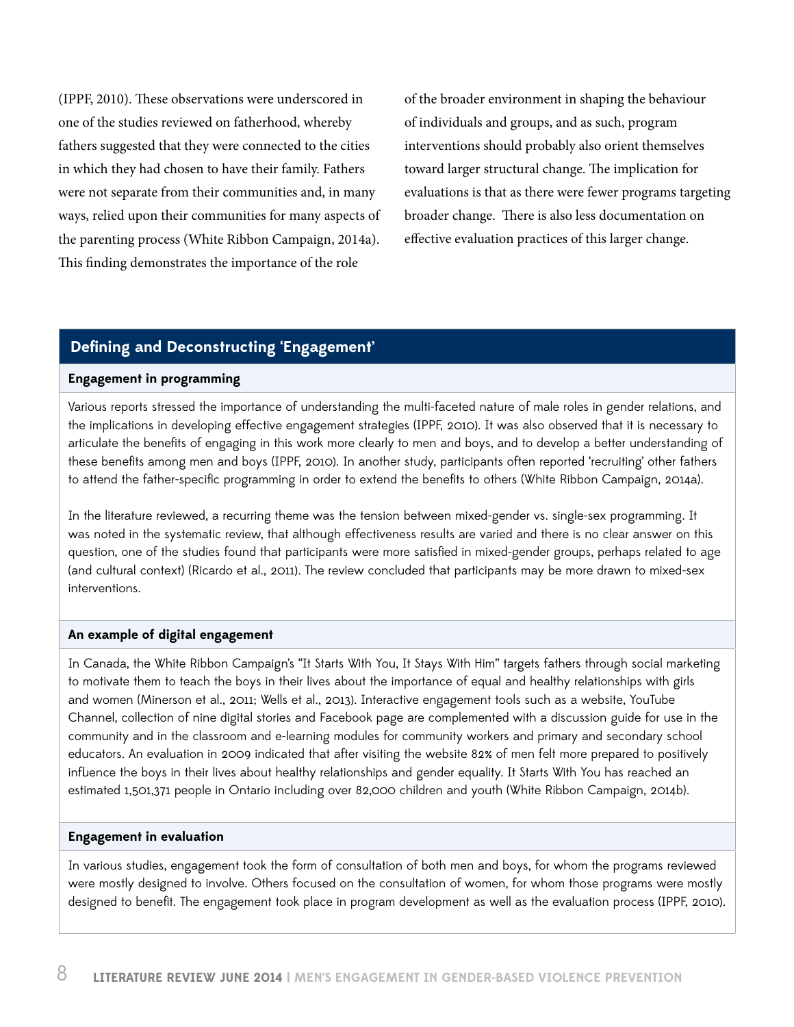(IPPF, 2010). These observations were underscored in one of the studies reviewed on fatherhood, whereby fathers suggested that they were connected to the cities in which they had chosen to have their family. Fathers were not separate from their communities and, in many ways, relied upon their communities for many aspects of the parenting process (White Ribbon Campaign, 2014a). This finding demonstrates the importance of the role of the broader environment in shaping the behaviour of individuals and groups, and as such, program interventions should probably also orient themselves toward larger structural change. The implication for evaluations is that as there were fewer programs targeting broader change. There is also less documentation on effective evaluation practices of this larger change.

## Defining and Deconstructing 'Engagement'

### Engagement in programming

Various reports stressed the importance of understanding the multi-faceted nature of male roles in gender relations, and the implications in developing effective engagement strategies (IPPF, 2010). It was also observed that it is necessary to articulate the benefits of engaging in this work more clearly to men and boys, and to develop a better understanding of these benefits among men and boys (IPPF, 2010). In another study, participants often reported 'recruiting' other fathers to attend the father-specific programming in order to extend the benefits to others (White Ribbon Campaign, 2014a).

In the literature reviewed, a recurring theme was the tension between mixed-gender vs. single-sex programming. It was noted in the systematic review, that although effectiveness results are varied and there is no clear answer on this question, one of the studies found that participants were more satisfied in mixed-gender groups, perhaps related to age (and cultural context) (Ricardo et al., 2011). The review concluded that participants may be more drawn to mixed-sex interventions.

### An example of digital engagement

In Canada, the White Ribbon Campaign's "It Starts With You, It Stays With Him" targets fathers through social marketing to motivate them to teach the boys in their lives about the importance of equal and healthy relationships with girls and women (Minerson et al., 2011; Wells et al., 2013). Interactive engagement tools such as a website, YouTube Channel, collection of nine digital stories and Facebook page are complemented with a discussion guide for use in the community and in the classroom and e-learning modules for community workers and primary and secondary school educators. An evaluation in 2009 indicated that after visiting the website 82% of men felt more prepared to positively influence the boys in their lives about healthy relationships and gender equality. It Starts With You has reached an estimated 1,501,371 people in Ontario including over 82,000 children and youth (White Ribbon Campaign, 2014b).

### Engagement in evaluation

In various studies, engagement took the form of consultation of both men and boys, for whom the programs reviewed were mostly designed to involve. Others focused on the consultation of women, for whom those programs were mostly designed to benefit. The engagement took place in program development as well as the evaluation process (IPPF, 2010).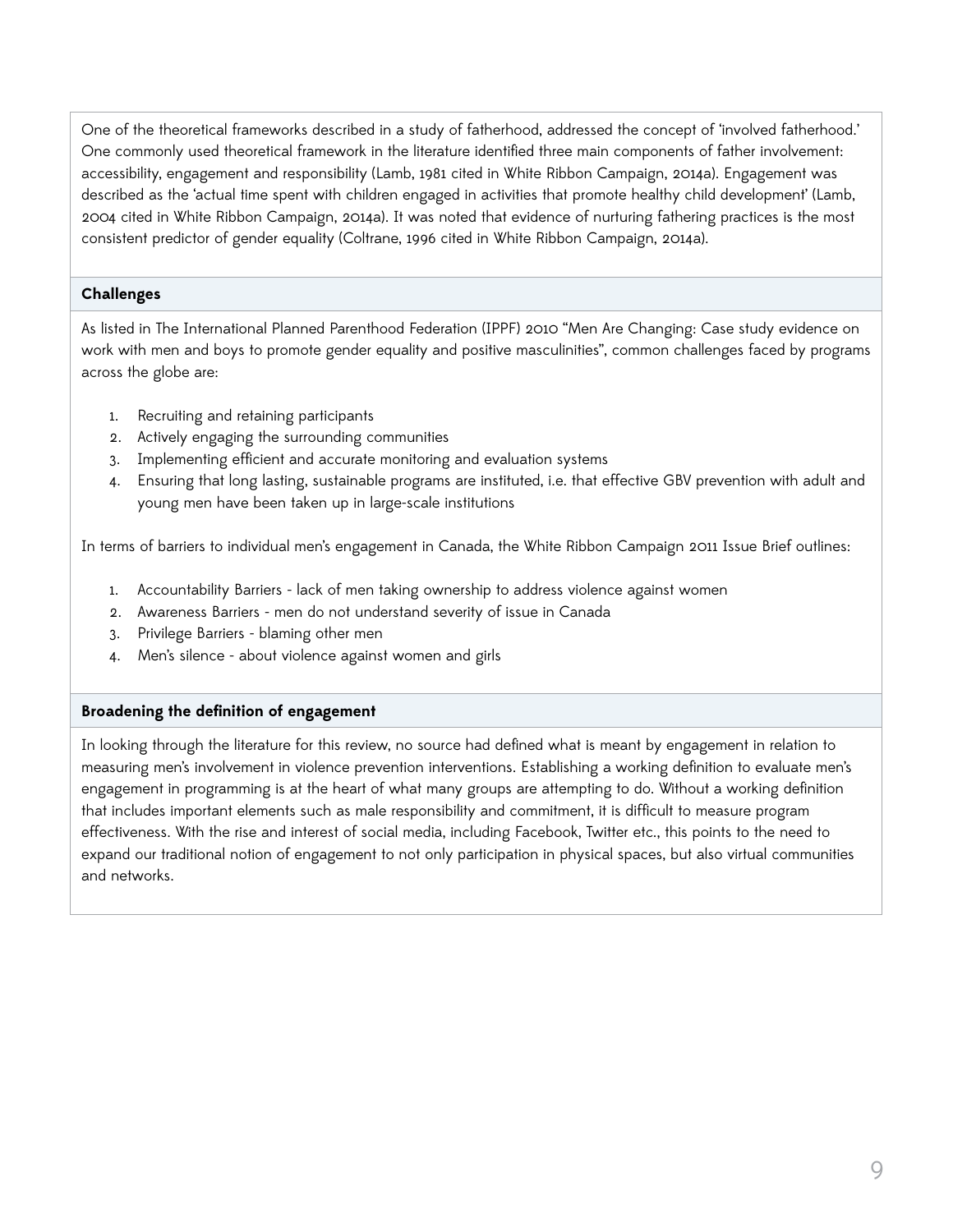One of the theoretical frameworks described in a study of fatherhood, addressed the concept of 'involved fatherhood.' One commonly used theoretical framework in the literature identified three main components of father involvement: accessibility, engagement and responsibility (Lamb, 1981 cited in White Ribbon Campaign, 2014a). Engagement was described as the 'actual time spent with children engaged in activities that promote healthy child development' (Lamb, 2004 cited in White Ribbon Campaign, 2014a). It was noted that evidence of nurturing fathering practices is the most consistent predictor of gender equality (Coltrane, 1996 cited in White Ribbon Campaign, 2014a).

### Challenges

As listed in The International Planned Parenthood Federation (IPPF) 2010 "Men Are Changing: Case study evidence on work with men and boys to promote gender equality and positive masculinities", common challenges faced by programs across the globe are:

1. Recruiting and retaining participants
2. Actively engaging the surrounding communities
3. Implementing efficient and accurate monitoring and evaluation systems
4. Ensuring that long lasting, sustainable programs are instituted, i.e. that effective GBV prevention with adult and young men have been taken up in large-scale institutions

In terms of barriers to individual men's engagement in Canada, the White Ribbon Campaign 2011 Issue Brief outlines:

1. Accountability Barriers - lack of men taking ownership to address violence against women
2. Awareness Barriers - men do not understand severity of issue in Canada
3. Privilege Barriers - blaming other men
4. Men's silence - about violence against women and girls

### Broadening the definition of engagement

In looking through the literature for this review, no source had defined what is meant by engagement in relation to measuring men's involvement in violence prevention interventions. Establishing a working definition to evaluate men's engagement in programming is at the heart of what many groups are attempting to do. Without a working definition that includes important elements such as male responsibility and commitment, it is difficult to measure program effectiveness. With the rise and interest of social media, including Facebook, Twitter etc., this points to the need to expand our traditional notion of engagement to not only participation in physical spaces, but also virtual communities and networks.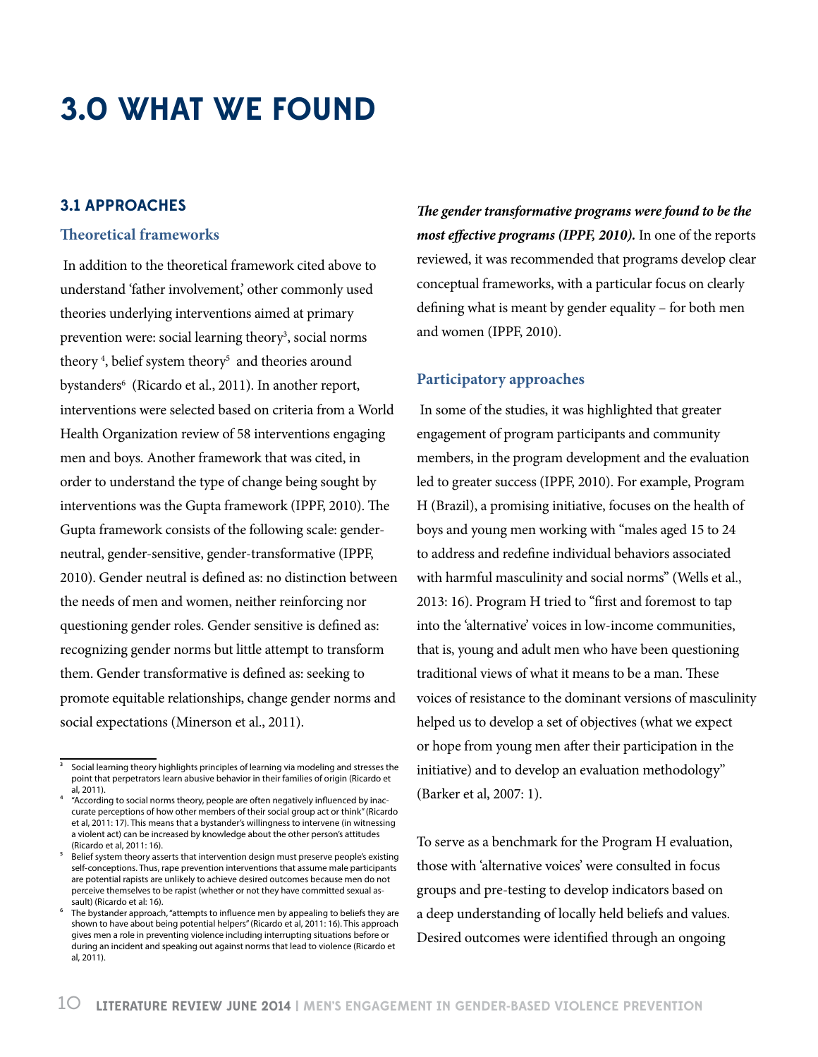# 3.0 WHAT WE FOUND

## 3.1 APPROACHES

### Theoretical frameworks

In addition to the theoretical framework cited above to understand 'father involvement,' other commonly used theories underlying interventions aimed at primary prevention were: social learning theory[3], social norms theory [4], belief system theory[5] and theories around bystanders[6] (Ricardo et al., 2011). In another report, interventions were selected based on criteria from a World Health Organization review of 58 interventions engaging men and boys. Another framework that was cited, in order to understand the type of change being sought by interventions was the Gupta framework (IPPF, 2010). The Gupta framework consists of the following scale: gender-neutral, gender-sensitive, gender-transformative (IPPF, 2010). Gender neutral is defined as: no distinction between the needs of men and women, neither reinforcing nor questioning gender roles. Gender sensitive is defined as: recognizing gender norms but little attempt to transform them. Gender transformative is defined as: seeking to promote equitable relationships, change gender norms and social expectations (Minerson et al., 2011).

***The gender transformative programs were found to be the most effective programs (IPPF, 2010).*** In one of the reports reviewed, it was recommended that programs develop clear conceptual frameworks, with a particular focus on clearly defining what is meant by gender equality – for both men and women (IPPF, 2010).

### Participatory approaches

In some of the studies, it was highlighted that greater engagement of program participants and community members, in the program development and the evaluation led to greater success (IPPF, 2010). For example, Program H (Brazil), a promising initiative, focuses on the health of boys and young men working with "males aged 15 to 24 to address and redefine individual behaviors associated with harmful masculinity and social norms" (Wells et al., 2013: 16). Program H tried to "first and foremost to tap into the 'alternative' voices in low-income communities, that is, young and adult men who have been questioning traditional views of what it means to be a man. These voices of resistance to the dominant versions of masculinity helped us to develop a set of objectives (what we expect or hope from young men after their participation in the initiative) and to develop an evaluation methodology" (Barker et al, 2007: 1).

To serve as a benchmark for the Program H evaluation, those with 'alternative voices' were consulted in focus groups and pre-testing to develop indicators based on a deep understanding of locally held beliefs and values. Desired outcomes were identified through an ongoing

---

[3] Social learning theory highlights principles of learning via modeling and stresses the point that perpetrators learn abusive behavior in their families of origin (Ricardo et al, 2011).

[4] "According to social norms theory, people are often negatively influenced by inaccurate perceptions of how other members of their social group act or think" (Ricardo et al, 2011: 17). This means that a bystander's willingness to intervene (in witnessing a violent act) can be increased by knowledge about the other person's attitudes (Ricardo et al, 2011: 16).

[5] Belief system theory asserts that intervention design must preserve people's existing self-conceptions. Thus, rape prevention interventions that assume male participants are potential rapists are unlikely to achieve desired outcomes because men do not perceive themselves to be rapist (whether or not they have committed sexual assault) (Ricardo et al: 16).

[6] The bystander approach, "attempts to influence men by appealing to beliefs they are shown to have about being potential helpers" (Ricardo et al, 2011: 16). This approach gives men a role in preventing violence including interrupting situations before or during an incident and speaking out against norms that lead to violence (Ricardo et al, 2011).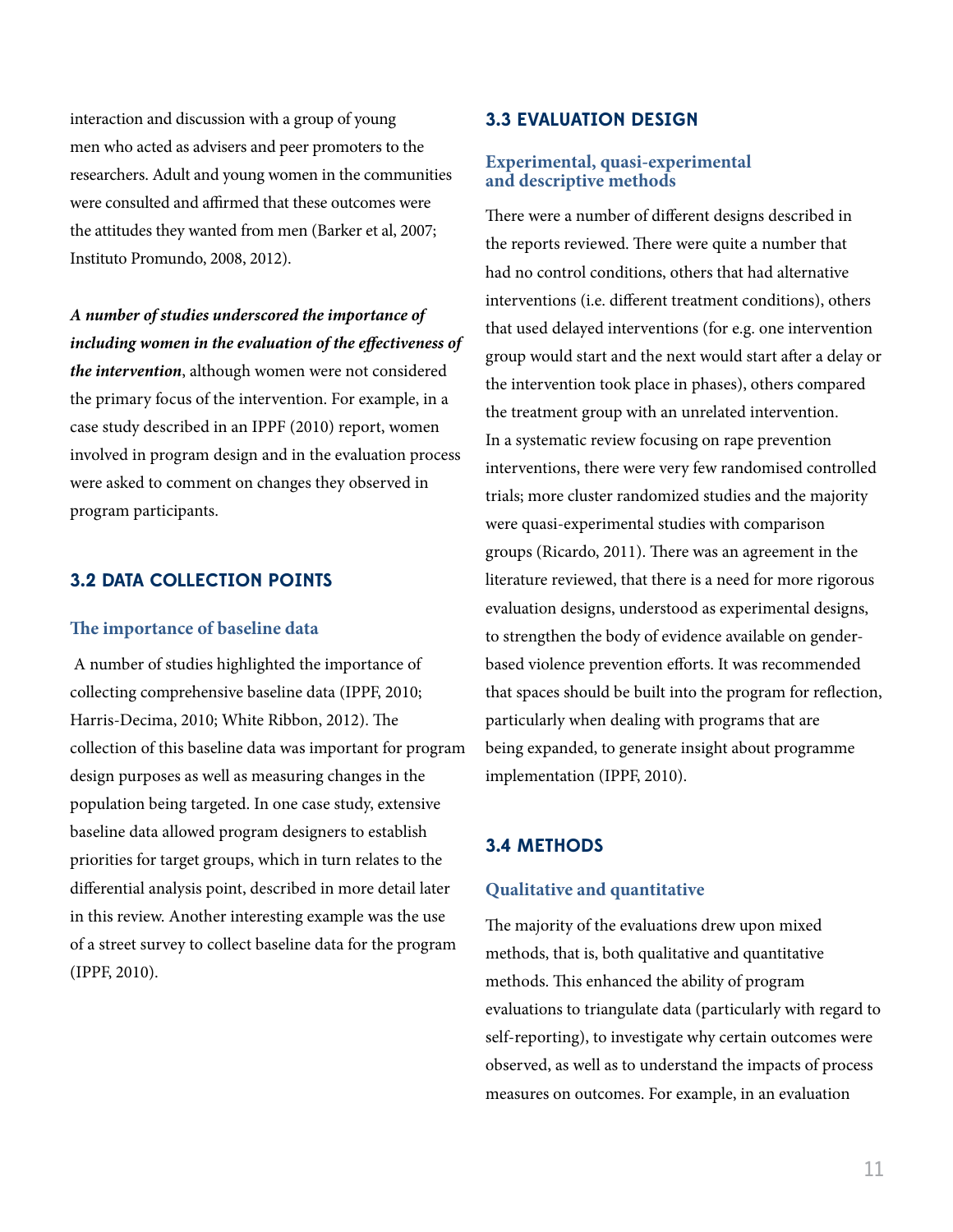interaction and discussion with a group of young men who acted as advisers and peer promoters to the researchers. Adult and young women in the communities were consulted and affirmed that these outcomes were the attitudes they wanted from men (Barker et al, 2007; Instituto Promundo, 2008, 2012).

***A number of studies underscored the importance of including women in the evaluation of the effectiveness of the intervention***, although women were not considered the primary focus of the intervention. For example, in a case study described in an IPPF (2010) report, women involved in program design and in the evaluation process were asked to comment on changes they observed in program participants.

## 3.2 DATA COLLECTION POINTS

### The importance of baseline data

A number of studies highlighted the importance of collecting comprehensive baseline data (IPPF, 2010; Harris-Decima, 2010; White Ribbon, 2012). The collection of this baseline data was important for program design purposes as well as measuring changes in the population being targeted. In one case study, extensive baseline data allowed program designers to establish priorities for target groups, which in turn relates to the differential analysis point, described in more detail later in this review. Another interesting example was the use of a street survey to collect baseline data for the program (IPPF, 2010).

## 3.3 EVALUATION DESIGN

### Experimental, quasi-experimental and descriptive methods

There were a number of different designs described in the reports reviewed. There were quite a number that had no control conditions, others that had alternative interventions (i.e. different treatment conditions), others that used delayed interventions (for e.g. one intervention group would start and the next would start after a delay or the intervention took place in phases), others compared the treatment group with an unrelated intervention. In a systematic review focusing on rape prevention interventions, there were very few randomised controlled trials; more cluster randomized studies and the majority were quasi-experimental studies with comparison groups (Ricardo, 2011). There was an agreement in the literature reviewed, that there is a need for more rigorous evaluation designs, understood as experimental designs, to strengthen the body of evidence available on gender-based violence prevention efforts. It was recommended that spaces should be built into the program for reflection, particularly when dealing with programs that are being expanded, to generate insight about programme implementation (IPPF, 2010).

## 3.4 METHODS

### Qualitative and quantitative

The majority of the evaluations drew upon mixed methods, that is, both qualitative and quantitative methods. This enhanced the ability of program evaluations to triangulate data (particularly with regard to self-reporting), to investigate why certain outcomes were observed, as well as to understand the impacts of process measures on outcomes. For example, in an evaluation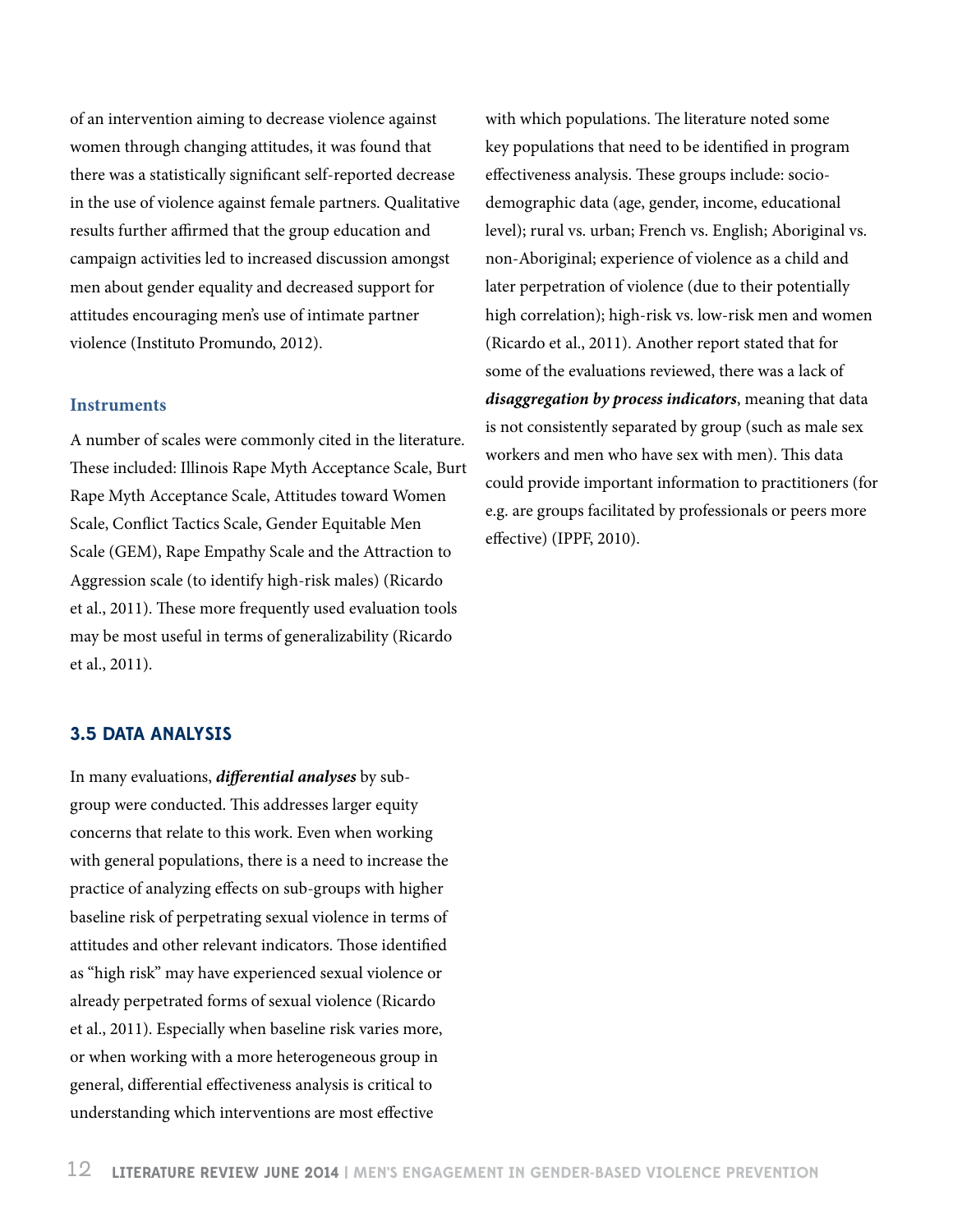of an intervention aiming to decrease violence against women through changing attitudes, it was found that there was a statistically significant self-reported decrease in the use of violence against female partners. Qualitative results further affirmed that the group education and campaign activities led to increased discussion amongst men about gender equality and decreased support for attitudes encouraging men's use of intimate partner violence (Instituto Promundo, 2012).

### Instruments

A number of scales were commonly cited in the literature. These included: Illinois Rape Myth Acceptance Scale, Burt Rape Myth Acceptance Scale, Attitudes toward Women Scale, Conflict Tactics Scale, Gender Equitable Men Scale (GEM), Rape Empathy Scale and the Attraction to Aggression scale (to identify high-risk males) (Ricardo et al., 2011). These more frequently used evaluation tools may be most useful in terms of generalizability (Ricardo et al., 2011).

## 3.5 DATA ANALYSIS

In many evaluations, ***differential analyses*** by sub-group were conducted. This addresses larger equity concerns that relate to this work. Even when working with general populations, there is a need to increase the practice of analyzing effects on sub-groups with higher baseline risk of perpetrating sexual violence in terms of attitudes and other relevant indicators. Those identified as "high risk" may have experienced sexual violence or already perpetrated forms of sexual violence (Ricardo et al., 2011). Especially when baseline risk varies more, or when working with a more heterogeneous group in general, differential effectiveness analysis is critical to understanding which interventions are most effective with which populations. The literature noted some key populations that need to be identified in program effectiveness analysis. These groups include: socio-demographic data (age, gender, income, educational level); rural vs. urban; French vs. English; Aboriginal vs. non-Aboriginal; experience of violence as a child and later perpetration of violence (due to their potentially high correlation); high-risk vs. low-risk men and women (Ricardo et al., 2011). Another report stated that for some of the evaluations reviewed, there was a lack of ***disaggregation by process indicators***, meaning that data is not consistently separated by group (such as male sex workers and men who have sex with men). This data could provide important information to practitioners (for e.g. are groups facilitated by professionals or peers more effective) (IPPF, 2010).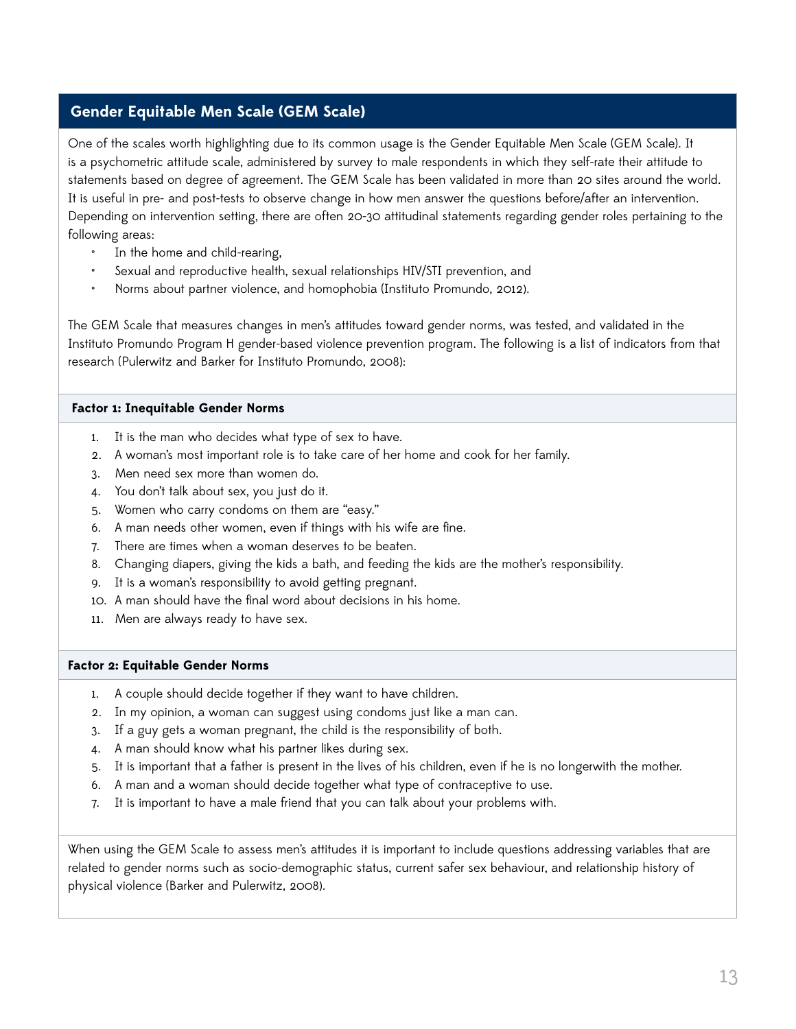## Gender Equitable Men Scale (GEM Scale)

One of the scales worth highlighting due to its common usage is the Gender Equitable Men Scale (GEM Scale). It is a psychometric attitude scale, administered by survey to male respondents in which they self-rate their attitude to statements based on degree of agreement. The GEM Scale has been validated in more than 20 sites around the world. It is useful in pre- and post-tests to observe change in how men answer the questions before/after an intervention. Depending on intervention setting, there are often 20-30 attitudinal statements regarding gender roles pertaining to the following areas:

- In the home and child-rearing,
- Sexual and reproductive health, sexual relationships HIV/STI prevention, and
- Norms about partner violence, and homophobia (Instituto Promundo, 2012).

The GEM Scale that measures changes in men's attitudes toward gender norms, was tested, and validated in the Instituto Promundo Program H gender-based violence prevention program. The following is a list of indicators from that research (Pulerwitz and Barker for Instituto Promundo, 2008):

### Factor 1: Inequitable Gender Norms

1. It is the man who decides what type of sex to have.
2. A woman's most important role is to take care of her home and cook for her family.
3. Men need sex more than women do.
4. You don't talk about sex, you just do it.
5. Women who carry condoms on them are "easy."
6. A man needs other women, even if things with his wife are fine.
7. There are times when a woman deserves to be beaten.
8. Changing diapers, giving the kids a bath, and feeding the kids are the mother's responsibility.
9. It is a woman's responsibility to avoid getting pregnant.
10. A man should have the final word about decisions in his home.
11. Men are always ready to have sex.

### Factor 2: Equitable Gender Norms

1. A couple should decide together if they want to have children.
2. In my opinion, a woman can suggest using condoms just like a man can.
3. If a guy gets a woman pregnant, the child is the responsibility of both.
4. A man should know what his partner likes during sex.
5. It is important that a father is present in the lives of his children, even if he is no longerwith the mother.
6. A man and a woman should decide together what type of contraceptive to use.
7. It is important to have a male friend that you can talk about your problems with.

When using the GEM Scale to assess men's attitudes it is important to include questions addressing variables that are related to gender norms such as socio-demographic status, current safer sex behaviour, and relationship history of physical violence (Barker and Pulerwitz, 2008).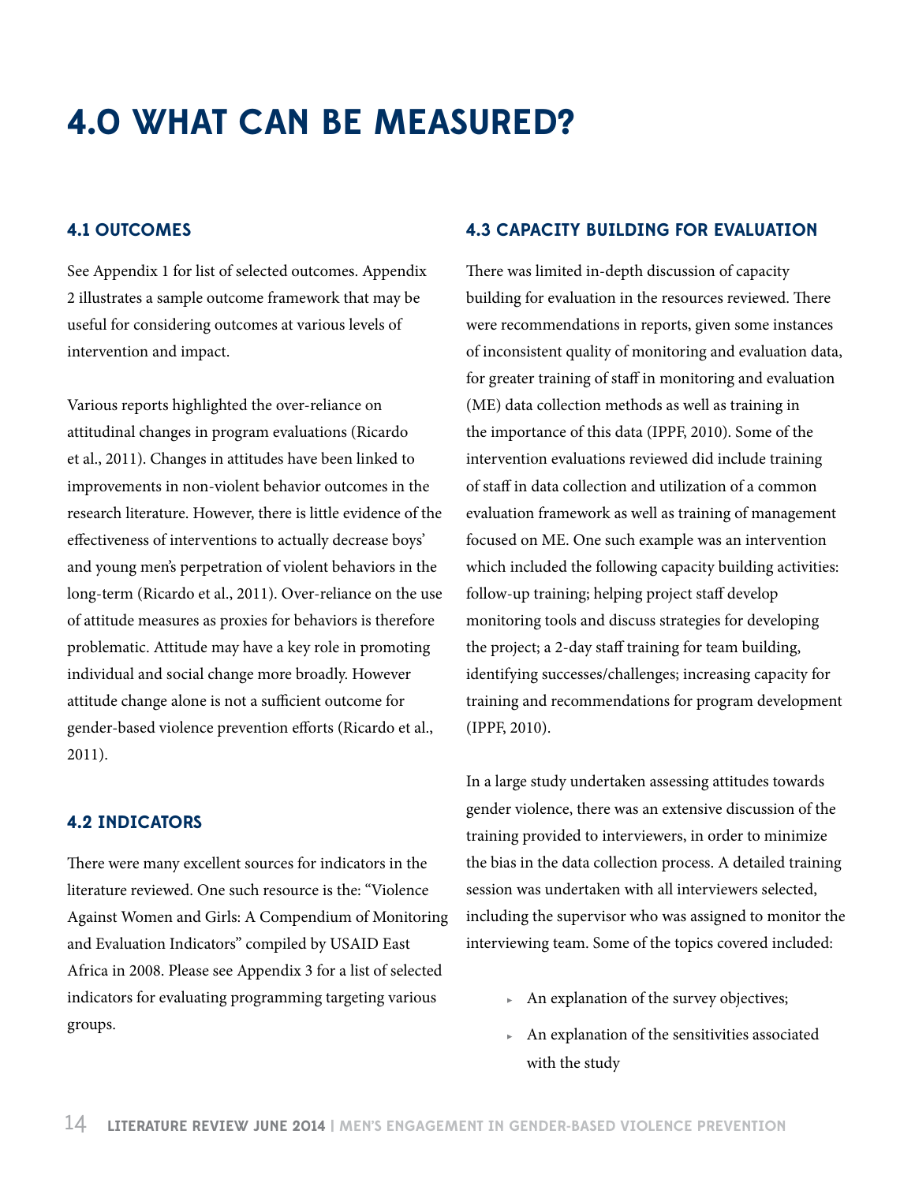# 4.0 WHAT CAN BE MEASURED?

## 4.1 OUTCOMES

See Appendix 1 for list of selected outcomes. Appendix 2 illustrates a sample outcome framework that may be useful for considering outcomes at various levels of intervention and impact.

Various reports highlighted the over-reliance on attitudinal changes in program evaluations (Ricardo et al., 2011). Changes in attitudes have been linked to improvements in non-violent behavior outcomes in the research literature. However, there is little evidence of the effectiveness of interventions to actually decrease boys' and young men's perpetration of violent behaviors in the long-term (Ricardo et al., 2011). Over-reliance on the use of attitude measures as proxies for behaviors is therefore problematic. Attitude may have a key role in promoting individual and social change more broadly. However attitude change alone is not a sufficient outcome for gender-based violence prevention efforts (Ricardo et al., 2011).

## 4.2 INDICATORS

There were many excellent sources for indicators in the literature reviewed. One such resource is the: "Violence Against Women and Girls: A Compendium of Monitoring and Evaluation Indicators" compiled by USAID East Africa in 2008. Please see Appendix 3 for a list of selected indicators for evaluating programming targeting various groups.

## 4.3 CAPACITY BUILDING FOR EVALUATION

There was limited in-depth discussion of capacity building for evaluation in the resources reviewed. There were recommendations in reports, given some instances of inconsistent quality of monitoring and evaluation data, for greater training of staff in monitoring and evaluation (ME) data collection methods as well as training in the importance of this data (IPPF, 2010). Some of the intervention evaluations reviewed did include training of staff in data collection and utilization of a common evaluation framework as well as training of management focused on ME. One such example was an intervention which included the following capacity building activities: follow-up training; helping project staff develop monitoring tools and discuss strategies for developing the project; a 2-day staff training for team building, identifying successes/challenges; increasing capacity for training and recommendations for program development (IPPF, 2010).

In a large study undertaken assessing attitudes towards gender violence, there was an extensive discussion of the training provided to interviewers, in order to minimize the bias in the data collection process. A detailed training session was undertaken with all interviewers selected, including the supervisor who was assigned to monitor the interviewing team. Some of the topics covered included:

- An explanation of the survey objectives;
- An explanation of the sensitivities associated with the study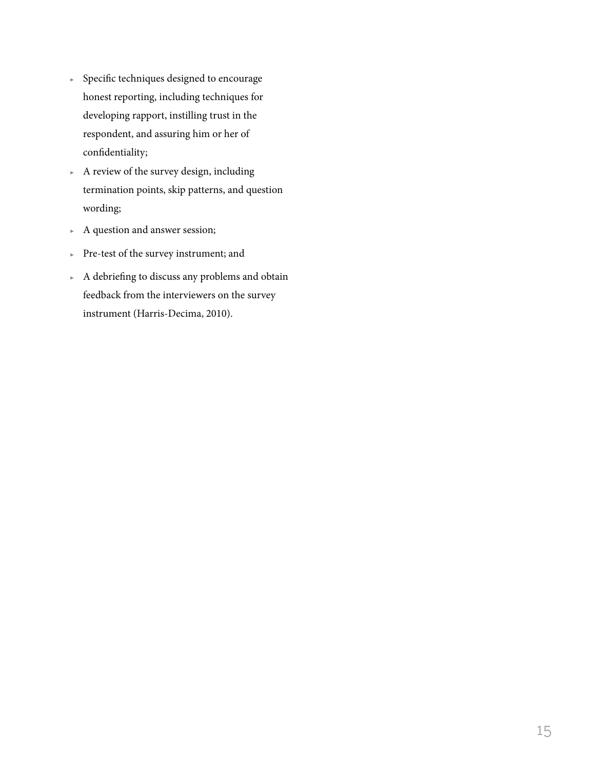- Specific techniques designed to encourage honest reporting, including techniques for developing rapport, instilling trust in the respondent, and assuring him or her of confidentiality;
- A review of the survey design, including termination points, skip patterns, and question wording;
- A question and answer session;
- Pre-test of the survey instrument; and
- A debriefing to discuss any problems and obtain feedback from the interviewers on the survey instrument (Harris-Decima, 2010).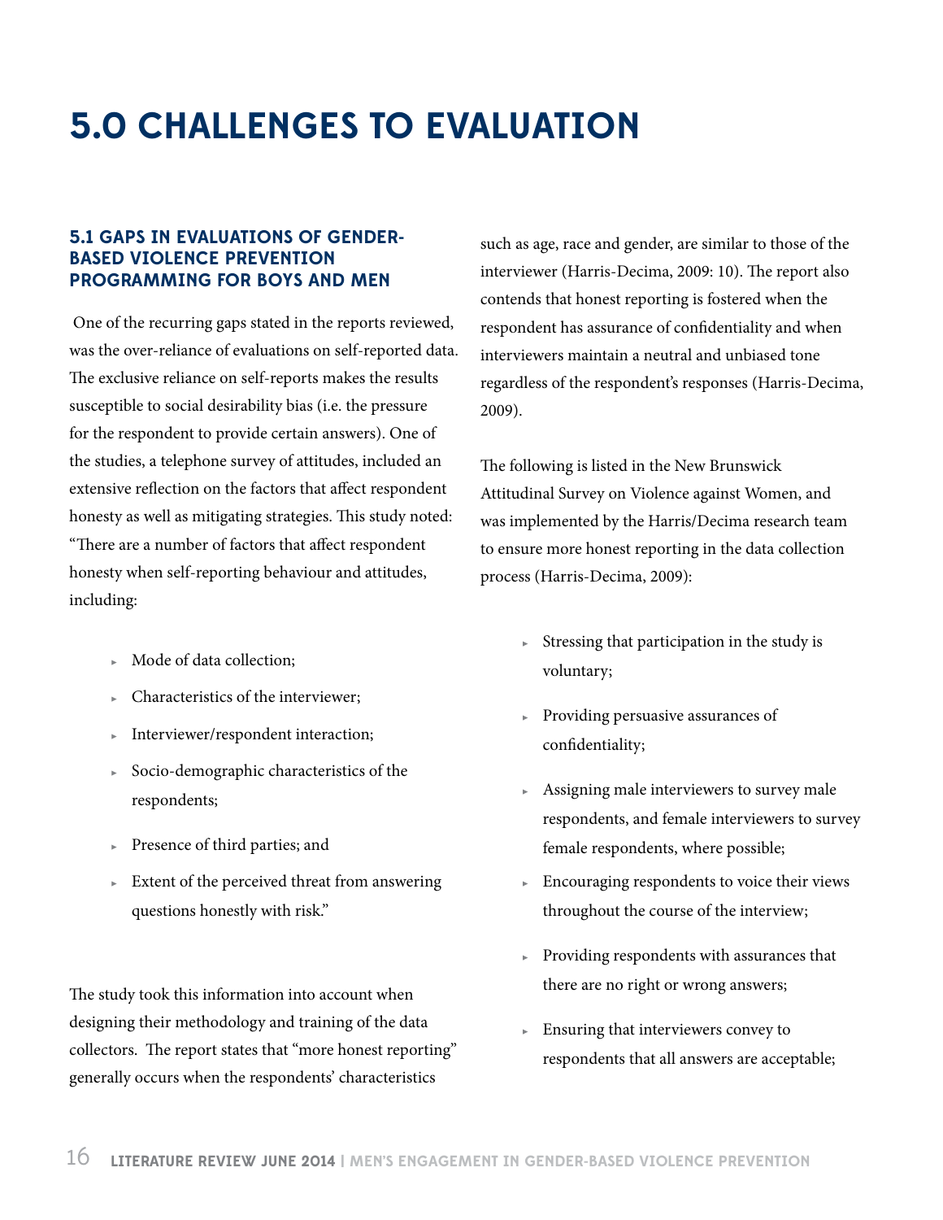# 5.0 CHALLENGES TO EVALUATION

## 5.1 GAPS IN EVALUATIONS OF GENDER-BASED VIOLENCE PREVENTION PROGRAMMING FOR BOYS AND MEN

One of the recurring gaps stated in the reports reviewed, was the over-reliance of evaluations on self-reported data. The exclusive reliance on self-reports makes the results susceptible to social desirability bias (i.e. the pressure for the respondent to provide certain answers). One of the studies, a telephone survey of attitudes, included an extensive reflection on the factors that affect respondent honesty as well as mitigating strategies. This study noted: "There are a number of factors that affect respondent honesty when self-reporting behaviour and attitudes, including:

- Mode of data collection;
- Characteristics of the interviewer;
- Interviewer/respondent interaction;
- Socio-demographic characteristics of the respondents;
- Presence of third parties; and
- Extent of the perceived threat from answering questions honestly with risk."

The study took this information into account when designing their methodology and training of the data collectors. The report states that "more honest reporting" generally occurs when the respondents' characteristics such as age, race and gender, are similar to those of the interviewer (Harris-Decima, 2009: 10). The report also contends that honest reporting is fostered when the respondent has assurance of confidentiality and when interviewers maintain a neutral and unbiased tone regardless of the respondent's responses (Harris-Decima, 2009).

The following is listed in the New Brunswick Attitudinal Survey on Violence against Women, and was implemented by the Harris/Decima research team to ensure more honest reporting in the data collection process (Harris-Decima, 2009):

- Stressing that participation in the study is voluntary;
- Providing persuasive assurances of confidentiality;
- Assigning male interviewers to survey male respondents, and female interviewers to survey female respondents, where possible;
- Encouraging respondents to voice their views throughout the course of the interview;
- Providing respondents with assurances that there are no right or wrong answers;
- Ensuring that interviewers convey to respondents that all answers are acceptable;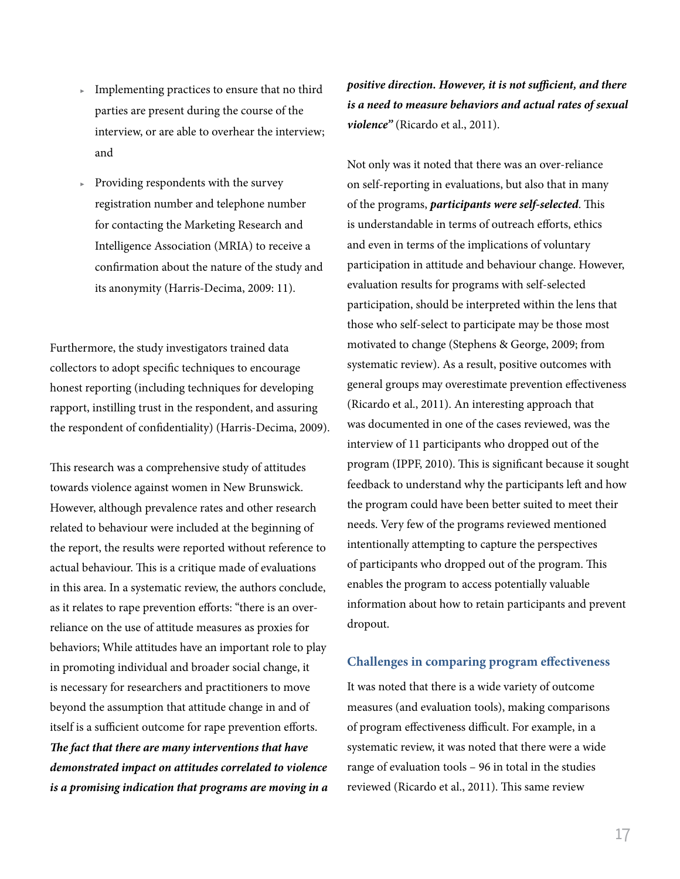- Implementing practices to ensure that no third parties are present during the course of the interview, or are able to overhear the interview; and
- Providing respondents with the survey registration number and telephone number for contacting the Marketing Research and Intelligence Association (MRIA) to receive a confirmation about the nature of the study and its anonymity (Harris-Decima, 2009: 11).

Furthermore, the study investigators trained data collectors to adopt specific techniques to encourage honest reporting (including techniques for developing rapport, instilling trust in the respondent, and assuring the respondent of confidentiality) (Harris-Decima, 2009).

This research was a comprehensive study of attitudes towards violence against women in New Brunswick. However, although prevalence rates and other research related to behaviour were included at the beginning of the report, the results were reported without reference to actual behaviour. This is a critique made of evaluations in this area. In a systematic review, the authors conclude, as it relates to rape prevention efforts: "there is an over-reliance on the use of attitude measures as proxies for behaviors; While attitudes have an important role to play in promoting individual and broader social change, it is necessary for researchers and practitioners to move beyond the assumption that attitude change in and of itself is a sufficient outcome for rape prevention efforts. ***The fact that there are many interventions that have demonstrated impact on attitudes correlated to violence is a promising indication that programs are moving in a positive direction. However, it is not sufficient, and there is a need to measure behaviors and actual rates of sexual violence"*** (Ricardo et al., 2011).

Not only was it noted that there was an over-reliance on self-reporting in evaluations, but also that in many of the programs, ***participants were self-selected***. This is understandable in terms of outreach efforts, ethics and even in terms of the implications of voluntary participation in attitude and behaviour change. However, evaluation results for programs with self-selected participation, should be interpreted within the lens that those who self-select to participate may be those most motivated to change (Stephens & George, 2009; from systematic review). As a result, positive outcomes with general groups may overestimate prevention effectiveness (Ricardo et al., 2011). An interesting approach that was documented in one of the cases reviewed, was the interview of 11 participants who dropped out of the program (IPPF, 2010). This is significant because it sought feedback to understand why the participants left and how the program could have been better suited to meet their needs. Very few of the programs reviewed mentioned intentionally attempting to capture the perspectives of participants who dropped out of the program. This enables the program to access potentially valuable information about how to retain participants and prevent dropout.

### Challenges in comparing program effectiveness

It was noted that there is a wide variety of outcome measures (and evaluation tools), making comparisons of program effectiveness difficult. For example, in a systematic review, it was noted that there were a wide range of evaluation tools – 96 in total in the studies reviewed (Ricardo et al., 2011). This same review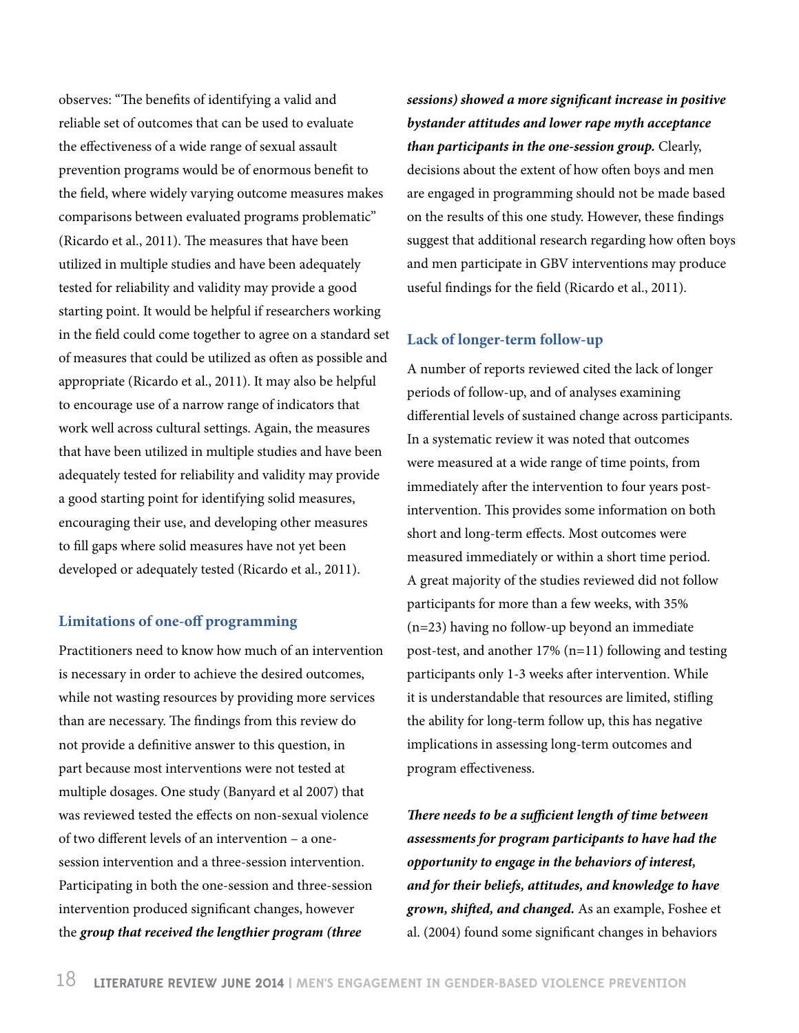observes: "The benefits of identifying a valid and reliable set of outcomes that can be used to evaluate the effectiveness of a wide range of sexual assault prevention programs would be of enormous benefit to the field, where widely varying outcome measures makes comparisons between evaluated programs problematic" (Ricardo et al., 2011). The measures that have been utilized in multiple studies and have been adequately tested for reliability and validity may provide a good starting point. It would be helpful if researchers working in the field could come together to agree on a standard set of measures that could be utilized as often as possible and appropriate (Ricardo et al., 2011). It may also be helpful to encourage use of a narrow range of indicators that work well across cultural settings. Again, the measures that have been utilized in multiple studies and have been adequately tested for reliability and validity may provide a good starting point for identifying solid measures, encouraging their use, and developing other measures to fill gaps where solid measures have not yet been developed or adequately tested (Ricardo et al., 2011).

### Limitations of one-off programming

Practitioners need to know how much of an intervention is necessary in order to achieve the desired outcomes, while not wasting resources by providing more services than are necessary. The findings from this review do not provide a definitive answer to this question, in part because most interventions were not tested at multiple dosages. One study (Banyard et al 2007) that was reviewed tested the effects on non-sexual violence of two different levels of an intervention – a one-session intervention and a three-session intervention. Participating in both the one-session and three-session intervention produced significant changes, however the ***group that received the lengthier program (three sessions) showed a more significant increase in positive bystander attitudes and lower rape myth acceptance than participants in the one-session group.*** Clearly, decisions about the extent of how often boys and men are engaged in programming should not be made based on the results of this one study. However, these findings suggest that additional research regarding how often boys and men participate in GBV interventions may produce useful findings for the field (Ricardo et al., 2011).

### Lack of longer-term follow-up

A number of reports reviewed cited the lack of longer periods of follow-up, and of analyses examining differential levels of sustained change across participants. In a systematic review it was noted that outcomes were measured at a wide range of time points, from immediately after the intervention to four years post-intervention. This provides some information on both short and long-term effects. Most outcomes were measured immediately or within a short time period. A great majority of the studies reviewed did not follow participants for more than a few weeks, with 35% (n=23) having no follow-up beyond an immediate post-test, and another 17% (n=11) following and testing participants only 1-3 weeks after intervention. While it is understandable that resources are limited, stifling the ability for long-term follow up, this has negative implications in assessing long-term outcomes and program effectiveness.

***There needs to be a sufficient length of time between assessments for program participants to have had the opportunity to engage in the behaviors of interest, and for their beliefs, attitudes, and knowledge to have grown, shifted, and changed.*** As an example, Foshee et al. (2004) found some significant changes in behaviors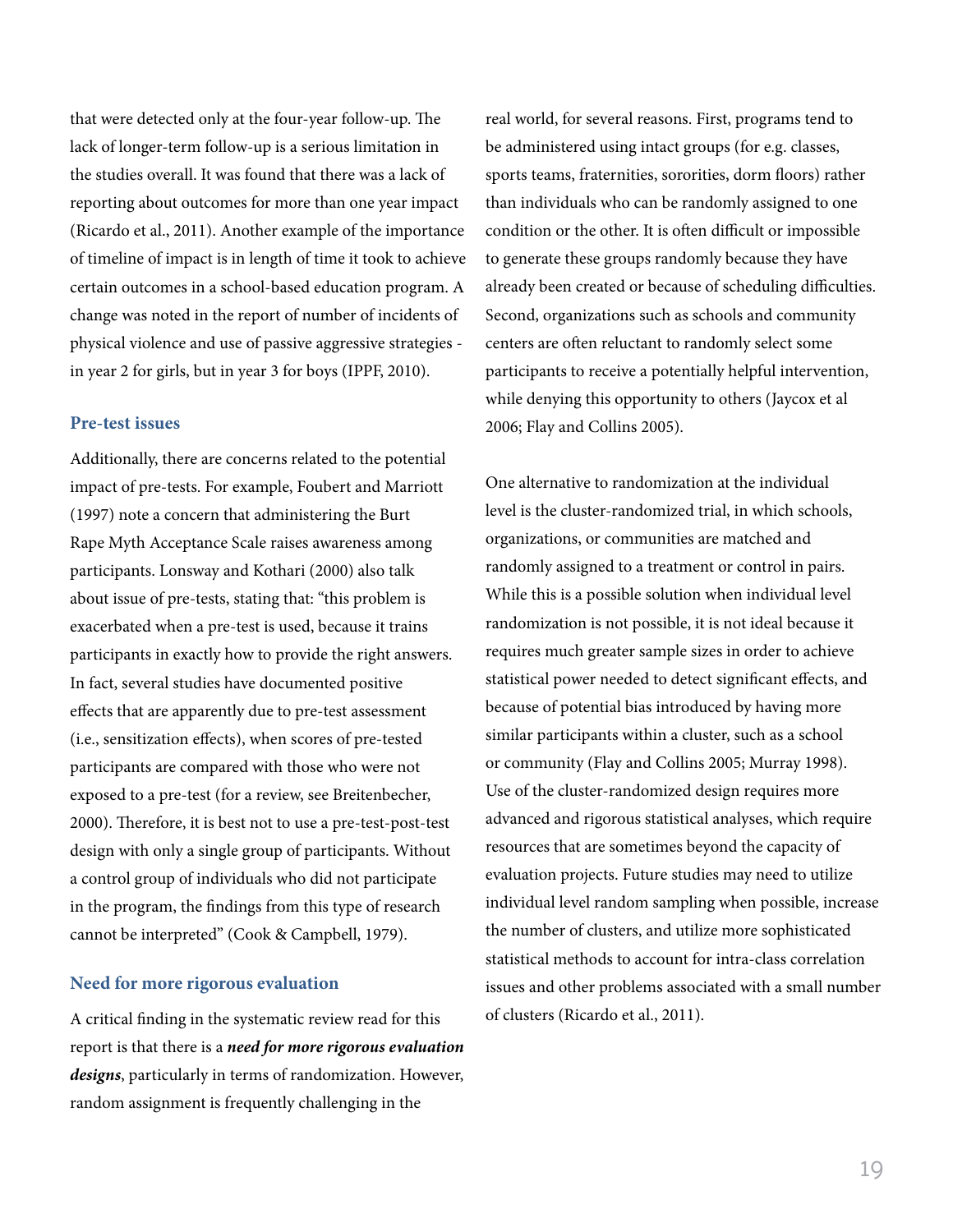that were detected only at the four-year follow-up. The lack of longer-term follow-up is a serious limitation in the studies overall. It was found that there was a lack of reporting about outcomes for more than one year impact (Ricardo et al., 2011). Another example of the importance of timeline of impact is in length of time it took to achieve certain outcomes in a school-based education program. A change was noted in the report of number of incidents of physical violence and use of passive aggressive strategies - in year 2 for girls, but in year 3 for boys (IPPF, 2010).

### Pre-test issues

Additionally, there are concerns related to the potential impact of pre-tests. For example, Foubert and Marriott (1997) note a concern that administering the Burt Rape Myth Acceptance Scale raises awareness among participants. Lonsway and Kothari (2000) also talk about issue of pre-tests, stating that: "this problem is exacerbated when a pre-test is used, because it trains participants in exactly how to provide the right answers. In fact, several studies have documented positive effects that are apparently due to pre-test assessment (i.e., sensitization effects), when scores of pre-tested participants are compared with those who were not exposed to a pre-test (for a review, see Breitenbecher, 2000). Therefore, it is best not to use a pre-test-post-test design with only a single group of participants. Without a control group of individuals who did not participate in the program, the findings from this type of research cannot be interpreted" (Cook & Campbell, 1979).

### Need for more rigorous evaluation

A critical finding in the systematic review read for this report is that there is a ***need for more rigorous evaluation designs***, particularly in terms of randomization. However, random assignment is frequently challenging in the real world, for several reasons. First, programs tend to be administered using intact groups (for e.g. classes, sports teams, fraternities, sororities, dorm floors) rather than individuals who can be randomly assigned to one condition or the other. It is often difficult or impossible to generate these groups randomly because they have already been created or because of scheduling difficulties. Second, organizations such as schools and community centers are often reluctant to randomly select some participants to receive a potentially helpful intervention, while denying this opportunity to others (Jaycox et al 2006; Flay and Collins 2005).

One alternative to randomization at the individual level is the cluster-randomized trial, in which schools, organizations, or communities are matched and randomly assigned to a treatment or control in pairs. While this is a possible solution when individual level randomization is not possible, it is not ideal because it requires much greater sample sizes in order to achieve statistical power needed to detect significant effects, and because of potential bias introduced by having more similar participants within a cluster, such as a school or community (Flay and Collins 2005; Murray 1998). Use of the cluster-randomized design requires more advanced and rigorous statistical analyses, which require resources that are sometimes beyond the capacity of evaluation projects. Future studies may need to utilize individual level random sampling when possible, increase the number of clusters, and utilize more sophisticated statistical methods to account for intra-class correlation issues and other problems associated with a small number of clusters (Ricardo et al., 2011).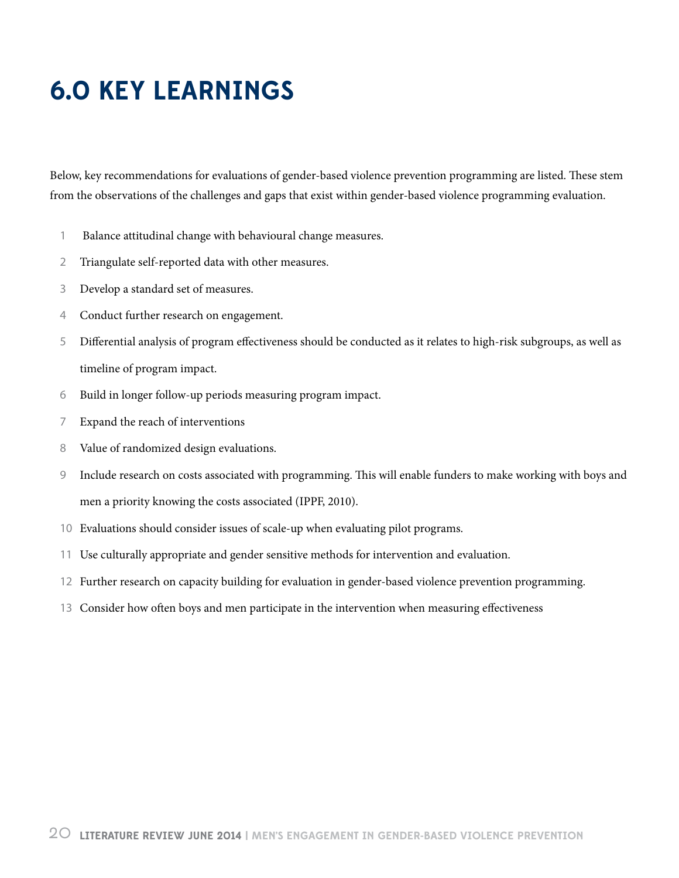# 6.0 KEY LEARNINGS

Below, key recommendations for evaluations of gender-based violence prevention programming are listed. These stem from the observations of the challenges and gaps that exist within gender-based violence programming evaluation.

1. Balance attitudinal change with behavioural change measures.
2. Triangulate self-reported data with other measures.
3. Develop a standard set of measures.
4. Conduct further research on engagement.
5. Differential analysis of program effectiveness should be conducted as it relates to high-risk subgroups, as well as timeline of program impact.
6. Build in longer follow-up periods measuring program impact.
7. Expand the reach of interventions
8. Value of randomized design evaluations.
9. Include research on costs associated with programming. This will enable funders to make working with boys and men a priority knowing the costs associated (IPPF, 2010).
10. Evaluations should consider issues of scale-up when evaluating pilot programs.
11. Use culturally appropriate and gender sensitive methods for intervention and evaluation.
12. Further research on capacity building for evaluation in gender-based violence prevention programming.
13. Consider how often boys and men participate in the intervention when measuring effectiveness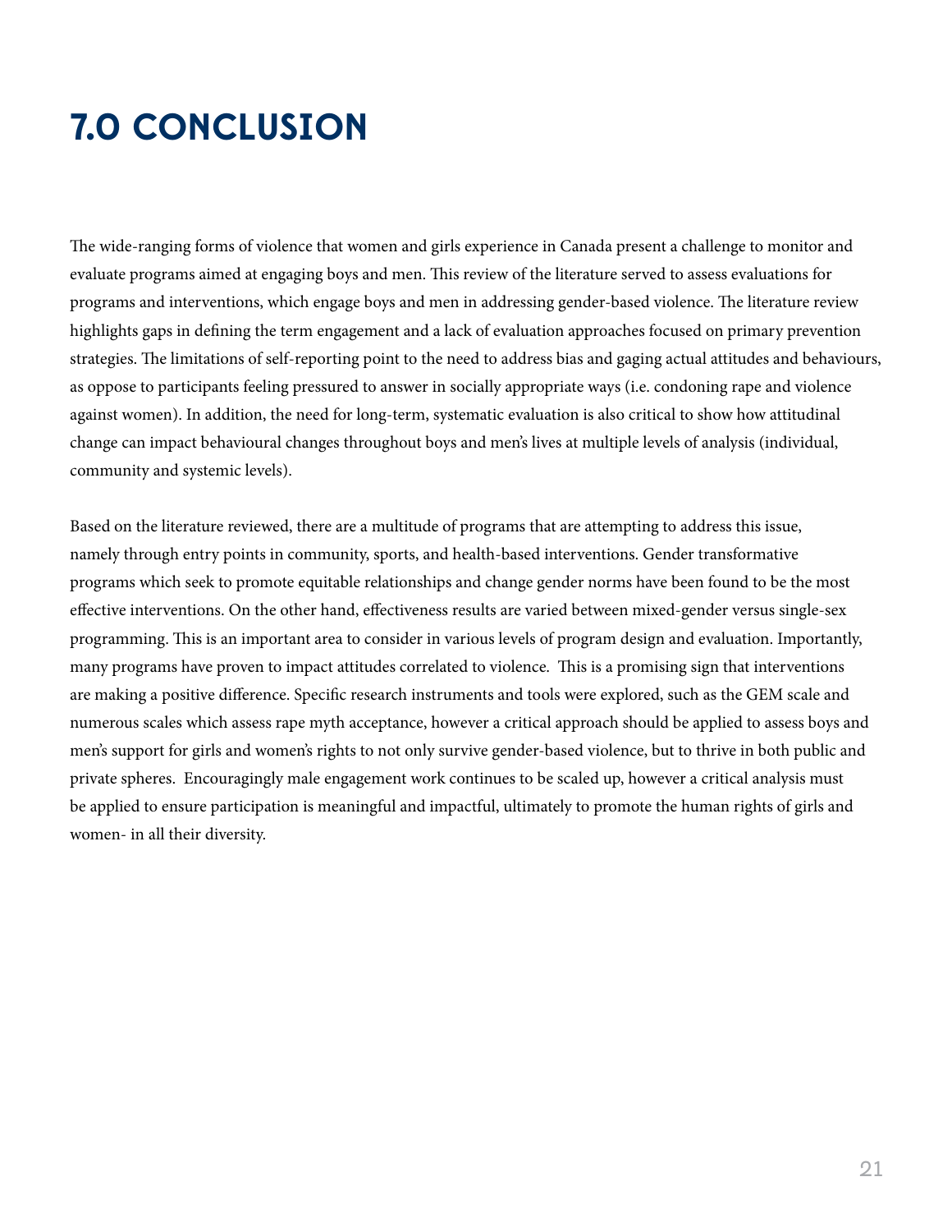# 7.0 CONCLUSION

The wide-ranging forms of violence that women and girls experience in Canada present a challenge to monitor and evaluate programs aimed at engaging boys and men. This review of the literature served to assess evaluations for programs and interventions, which engage boys and men in addressing gender-based violence. The literature review highlights gaps in defining the term engagement and a lack of evaluation approaches focused on primary prevention strategies. The limitations of self-reporting point to the need to address bias and gaging actual attitudes and behaviours, as oppose to participants feeling pressured to answer in socially appropriate ways (i.e. condoning rape and violence against women). In addition, the need for long-term, systematic evaluation is also critical to show how attitudinal change can impact behavioural changes throughout boys and men's lives at multiple levels of analysis (individual, community and systemic levels).

Based on the literature reviewed, there are a multitude of programs that are attempting to address this issue, namely through entry points in community, sports, and health-based interventions. Gender transformative programs which seek to promote equitable relationships and change gender norms have been found to be the most effective interventions. On the other hand, effectiveness results are varied between mixed-gender versus single-sex programming. This is an important area to consider in various levels of program design and evaluation. Importantly, many programs have proven to impact attitudes correlated to violence. This is a promising sign that interventions are making a positive difference. Specific research instruments and tools were explored, such as the GEM scale and numerous scales which assess rape myth acceptance, however a critical approach should be applied to assess boys and men's support for girls and women's rights to not only survive gender-based violence, but to thrive in both public and private spheres. Encouragingly male engagement work continues to be scaled up, however a critical analysis must be applied to ensure participation is meaningful and impactful, ultimately to promote the human rights of girls and women- in all their diversity.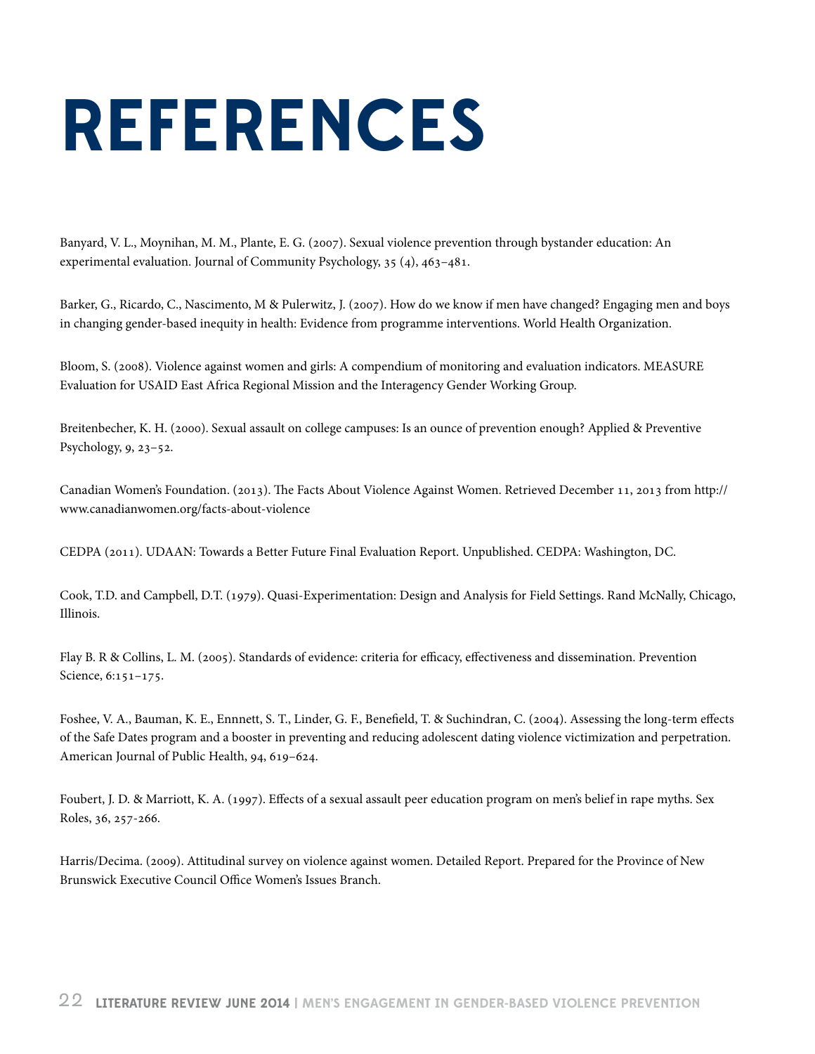# REFERENCES

Banyard, V. L., Moynihan, M. M., Plante, E. G. (2007). Sexual violence prevention through bystander education: An experimental evaluation. Journal of Community Psychology, 35 (4), 463–481.

Barker, G., Ricardo, C., Nascimento, M & Pulerwitz, J. (2007). How do we know if men have changed? Engaging men and boys in changing gender-based inequity in health: Evidence from programme interventions. World Health Organization.

Bloom, S. (2008). Violence against women and girls: A compendium of monitoring and evaluation indicators. MEASURE Evaluation for USAID East Africa Regional Mission and the Interagency Gender Working Group.

Breitenbecher, K. H. (2000). Sexual assault on college campuses: Is an ounce of prevention enough? Applied & Preventive Psychology, 9, 23–52.

Canadian Women's Foundation. (2013). The Facts About Violence Against Women. Retrieved December 11, 2013 from http://www.canadianwomen.org/facts-about-violence

CEDPA (2011). UDAAN: Towards a Better Future Final Evaluation Report. Unpublished. CEDPA: Washington, DC.

Cook, T.D. and Campbell, D.T. (1979). Quasi-Experimentation: Design and Analysis for Field Settings. Rand McNally, Chicago, Illinois.

Flay B. R & Collins, L. M. (2005). Standards of evidence: criteria for efficacy, effectiveness and dissemination. Prevention Science, 6:151–175.

Foshee, V. A., Bauman, K. E., Ennnett, S. T., Linder, G. F., Benefield, T. & Suchindran, C. (2004). Assessing the long-term effects of the Safe Dates program and a booster in preventing and reducing adolescent dating violence victimization and perpetration. American Journal of Public Health, 94, 619–624.

Foubert, J. D. & Marriott, K. A. (1997). Effects of a sexual assault peer education program on men's belief in rape myths. Sex Roles, 36, 257-266.

Harris/Decima. (2009). Attitudinal survey on violence against women. Detailed Report. Prepared for the Province of New Brunswick Executive Council Office Women's Issues Branch.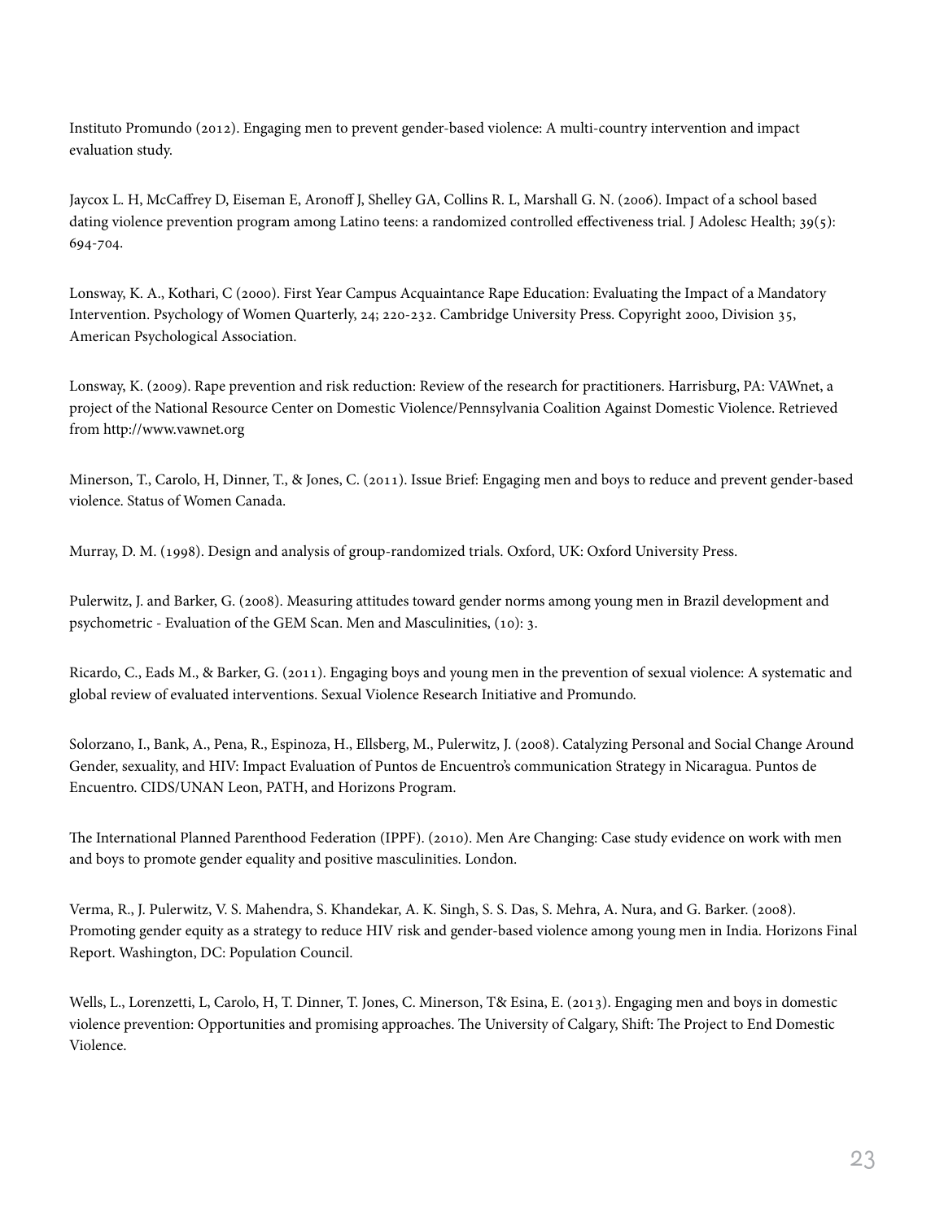Instituto Promundo (2012). Engaging men to prevent gender-based violence: A multi-country intervention and impact evaluation study.

Jaycox L. H, McCaffrey D, Eiseman E, Aronoff J, Shelley GA, Collins R. L, Marshall G. N. (2006). Impact of a school based dating violence prevention program among Latino teens: a randomized controlled effectiveness trial. J Adolesc Health; 39(5): 694-704.

Lonsway, K. A., Kothari, C (2000). First Year Campus Acquaintance Rape Education: Evaluating the Impact of a Mandatory Intervention. Psychology of Women Quarterly, 24; 220-232. Cambridge University Press. Copyright 2000, Division 35, American Psychological Association.

Lonsway, K. (2009). Rape prevention and risk reduction: Review of the research for practitioners. Harrisburg, PA: VAWnet, a project of the National Resource Center on Domestic Violence/Pennsylvania Coalition Against Domestic Violence. Retrieved from http://www.vawnet.org

Minerson, T., Carolo, H, Dinner, T., & Jones, C. (2011). Issue Brief: Engaging men and boys to reduce and prevent gender-based violence. Status of Women Canada.

Murray, D. M. (1998). Design and analysis of group-randomized trials. Oxford, UK: Oxford University Press.

Pulerwitz, J. and Barker, G. (2008). Measuring attitudes toward gender norms among young men in Brazil development and psychometric - Evaluation of the GEM Scan. Men and Masculinities, (10): 3.

Ricardo, C., Eads M., & Barker, G. (2011). Engaging boys and young men in the prevention of sexual violence: A systematic and global review of evaluated interventions. Sexual Violence Research Initiative and Promundo.

Solorzano, I., Bank, A., Pena, R., Espinoza, H., Ellsberg, M., Pulerwitz, J. (2008). Catalyzing Personal and Social Change Around Gender, sexuality, and HIV: Impact Evaluation of Puntos de Encuentro's communication Strategy in Nicaragua. Puntos de Encuentro. CIDS/UNAN Leon, PATH, and Horizons Program.

The International Planned Parenthood Federation (IPPF). (2010). Men Are Changing: Case study evidence on work with men and boys to promote gender equality and positive masculinities. London.

Verma, R., J. Pulerwitz, V. S. Mahendra, S. Khandekar, A. K. Singh, S. S. Das, S. Mehra, A. Nura, and G. Barker. (2008). Promoting gender equity as a strategy to reduce HIV risk and gender-based violence among young men in India. Horizons Final Report. Washington, DC: Population Council.

Wells, L., Lorenzetti, L, Carolo, H, T. Dinner, T. Jones, C. Minerson, T& Esina, E. (2013). Engaging men and boys in domestic violence prevention: Opportunities and promising approaches. The University of Calgary, Shift: The Project to End Domestic Violence.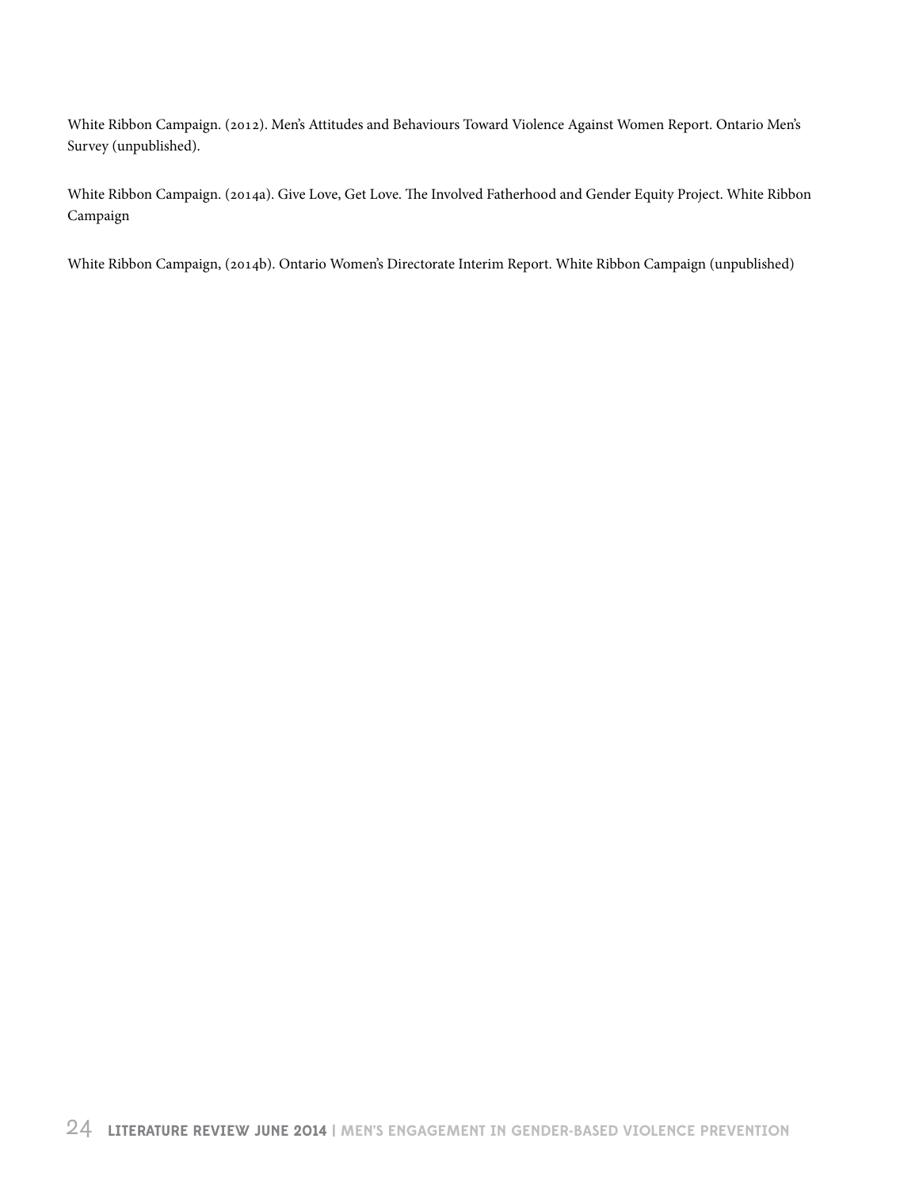White Ribbon Campaign. (2012). Men's Attitudes and Behaviours Toward Violence Against Women Report. Ontario Men's Survey (unpublished).

White Ribbon Campaign. (2014a). Give Love, Get Love. The Involved Fatherhood and Gender Equity Project. White Ribbon Campaign

White Ribbon Campaign, (2014b). Ontario Women's Directorate Interim Report. White Ribbon Campaign (unpublished)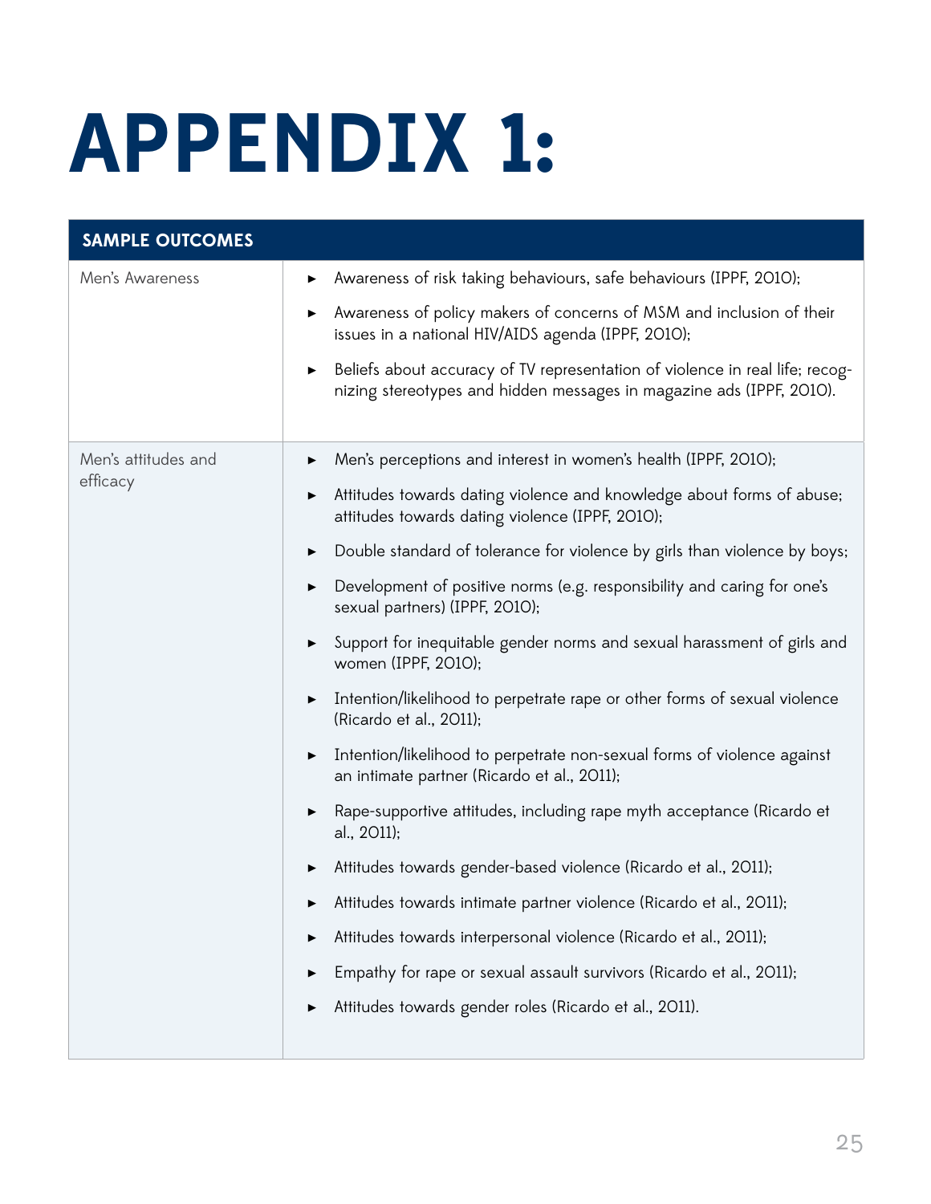# APPENDIX 1:

| SAMPLE OUTCOMES | |
|---|---|
| Men's Awareness | ► Awareness of risk taking behaviours, safe behaviours (IPPF, 2010);<br>► Awareness of policy makers of concerns of MSM and inclusion of their issues in a national HIV/AIDS agenda (IPPF, 2010);<br>► Beliefs about accuracy of TV representation of violence in real life; recognizing stereotypes and hidden messages in magazine ads (IPPF, 2010). |
| Men's attitudes and efficacy | ► Men's perceptions and interest in women's health (IPPF, 2010);<br>► Attitudes towards dating violence and knowledge about forms of abuse; attitudes towards dating violence (IPPF, 2010);<br>► Double standard of tolerance for violence by girls than violence by boys;<br>► Development of positive norms (e.g. responsibility and caring for one's sexual partners) (IPPF, 2010);<br>► Support for inequitable gender norms and sexual harassment of girls and women (IPPF, 2010);<br>► Intention/likelihood to perpetrate rape or other forms of sexual violence (Ricardo et al., 2011);<br>► Intention/likelihood to perpetrate non-sexual forms of violence against an intimate partner (Ricardo et al., 2011);<br>► Rape-supportive attitudes, including rape myth acceptance (Ricardo et al., 2011);<br>► Attitudes towards gender-based violence (Ricardo et al., 2011);<br>► Attitudes towards intimate partner violence (Ricardo et al., 2011);<br>► Attitudes towards interpersonal violence (Ricardo et al., 2011);<br>► Empathy for rape or sexual assault survivors (Ricardo et al., 2011);<br>► Attitudes towards gender roles (Ricardo et al., 2011). |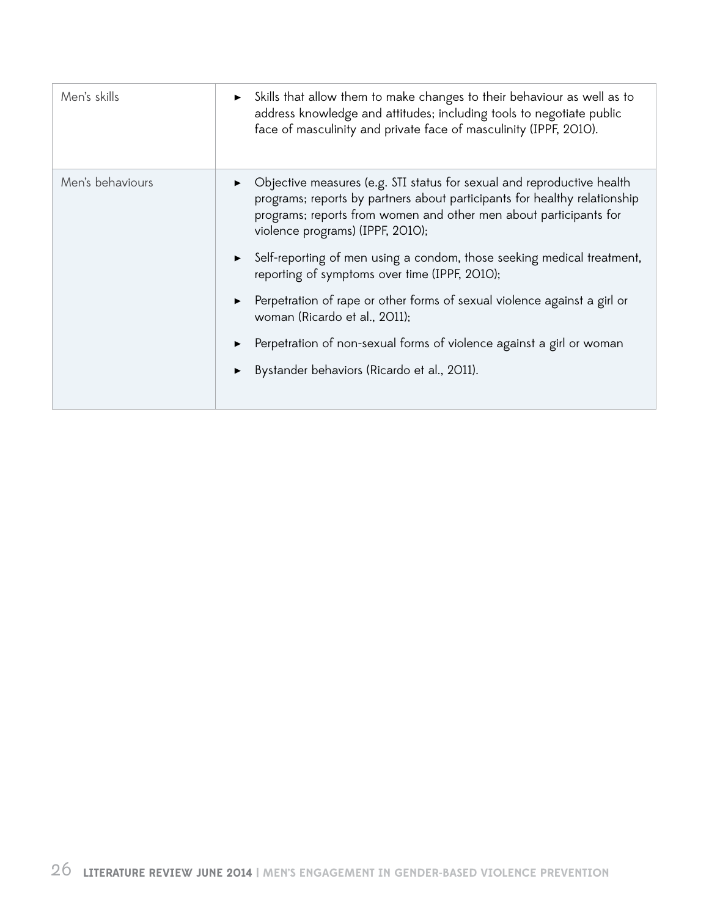| | |
|---|---|
| Men's skills | ► Skills that allow them to make changes to their behaviour as well as to address knowledge and attitudes; including tools to negotiate public face of masculinity and private face of masculinity (IPPF, 2010). |
| Men's behaviours | ► Objective measures (e.g. STI status for sexual and reproductive health programs; reports by partners about participants for healthy relationship programs; reports from women and other men about participants for violence programs) (IPPF, 2010);<br>► Self-reporting of men using a condom, those seeking medical treatment, reporting of symptoms over time (IPPF, 2010);<br>► Perpetration of rape or other forms of sexual violence against a girl or woman (Ricardo et al., 2011);<br>► Perpetration of non-sexual forms of violence against a girl or woman<br>► Bystander behaviors (Ricardo et al., 2011). |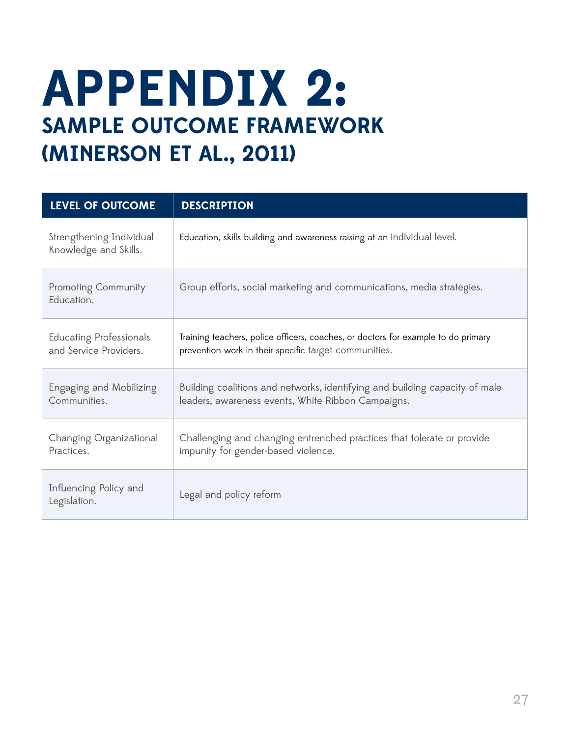# APPENDIX 2:

## SAMPLE OUTCOME FRAMEWORK (MINERSON ET AL., 2011)

| LEVEL OF OUTCOME | DESCRIPTION |
|---|---|
| Strengthening Individual Knowledge and Skills. | Education, skills building and awareness raising at an individual level. |
| Promoting Community Education. | Group efforts, social marketing and communications, media strategies. |
| Educating Professionals and Service Providers. | Training teachers, police officers, coaches, or doctors for example to do primary prevention work in their specific target communities. |
| Engaging and Mobilizing Communities. | Building coalitions and networks, identifying and building capacity of male leaders, awareness events, White Ribbon Campaigns. |
| Changing Organizational Practices. | Challenging and changing entrenched practices that tolerate or provide impunity for gender-based violence. |
| Influencing Policy and Legislation. | Legal and policy reform |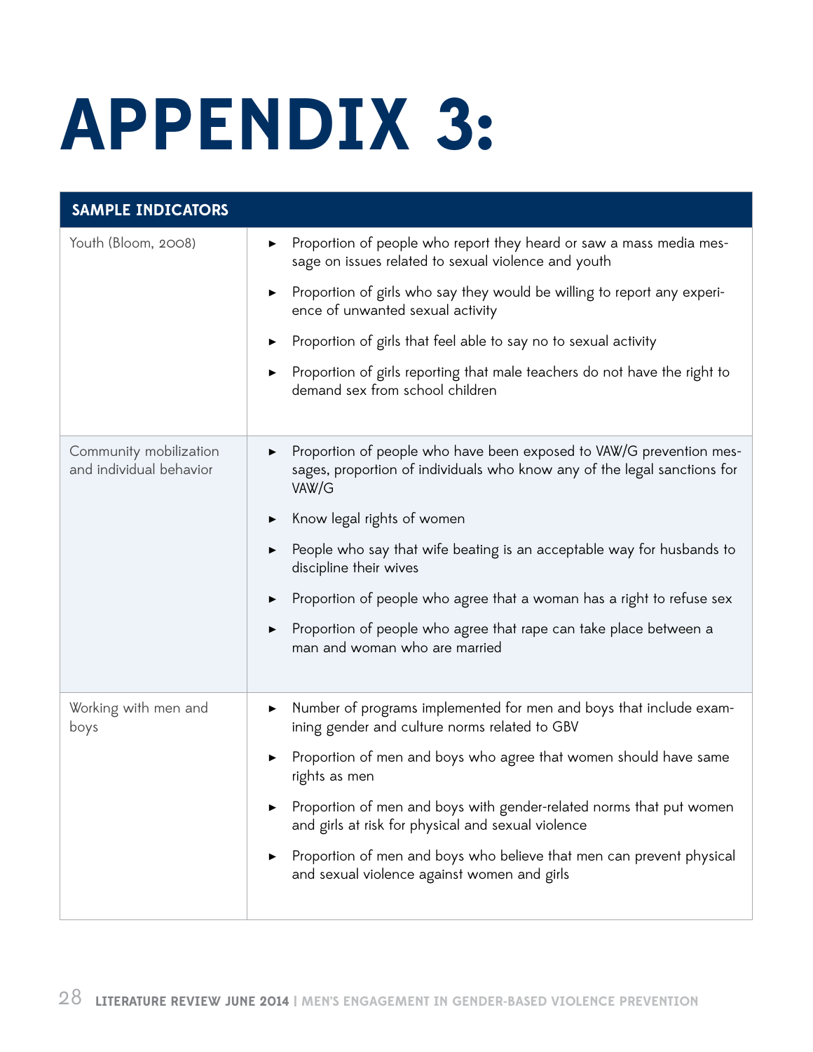# APPENDIX 3:

| SAMPLE INDICATORS | |
|---|---|
| Youth (Bloom, 2008) | ► Proportion of people who report they heard or saw a mass media message on issues related to sexual violence and youth<br>► Proportion of girls who say they would be willing to report any experience of unwanted sexual activity<br>► Proportion of girls that feel able to say no to sexual activity<br>► Proportion of girls reporting that male teachers do not have the right to demand sex from school children |
| Community mobilization and individual behavior | ► Proportion of people who have been exposed to VAW/G prevention messages, proportion of individuals who know any of the legal sanctions for VAW/G<br>► Know legal rights of women<br>► People who say that wife beating is an acceptable way for husbands to discipline their wives<br>► Proportion of people who agree that a woman has a right to refuse sex<br>► Proportion of people who agree that rape can take place between a man and woman who are married |
| Working with men and boys | ► Number of programs implemented for men and boys that include examining gender and culture norms related to GBV<br>► Proportion of men and boys who agree that women should have same rights as men<br>► Proportion of men and boys with gender-related norms that put women and girls at risk for physical and sexual violence<br>► Proportion of men and boys who believe that men can prevent physical and sexual violence against women and girls |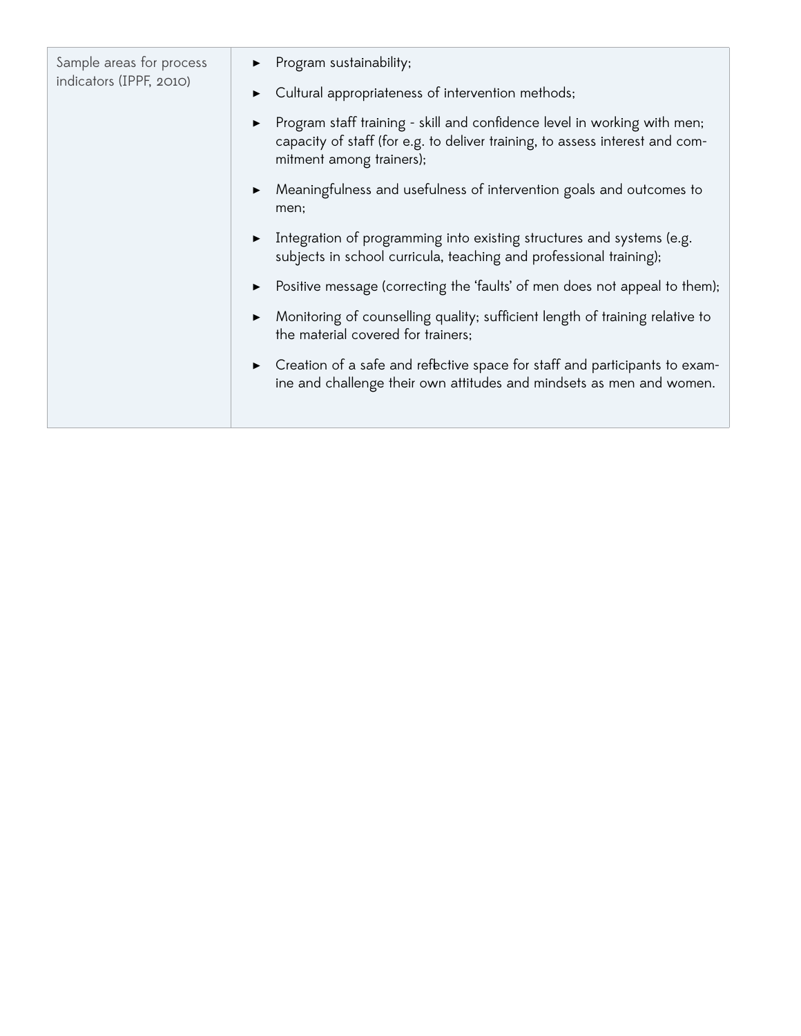| | |
|---|---|
| Sample areas for process indicators (IPPF, 2010) | ► Program sustainability;<br>► Cultural appropriateness of intervention methods;<br>► Program staff training - skill and confidence level in working with men; capacity of staff (for e.g. to deliver training, to assess interest and commitment among trainers);<br>► Meaningfulness and usefulness of intervention goals and outcomes to men;<br>► Integration of programming into existing structures and systems (e.g. subjects in school curricula, teaching and professional training);<br>► Positive message (correcting the 'faults' of men does not appeal to them);<br>► Monitoring of counselling quality; sufficient length of training relative to the material covered for trainers;<br>► Creation of a safe and reflective space for staff and participants to examine and challenge their own attitudes and mindsets as men and women. |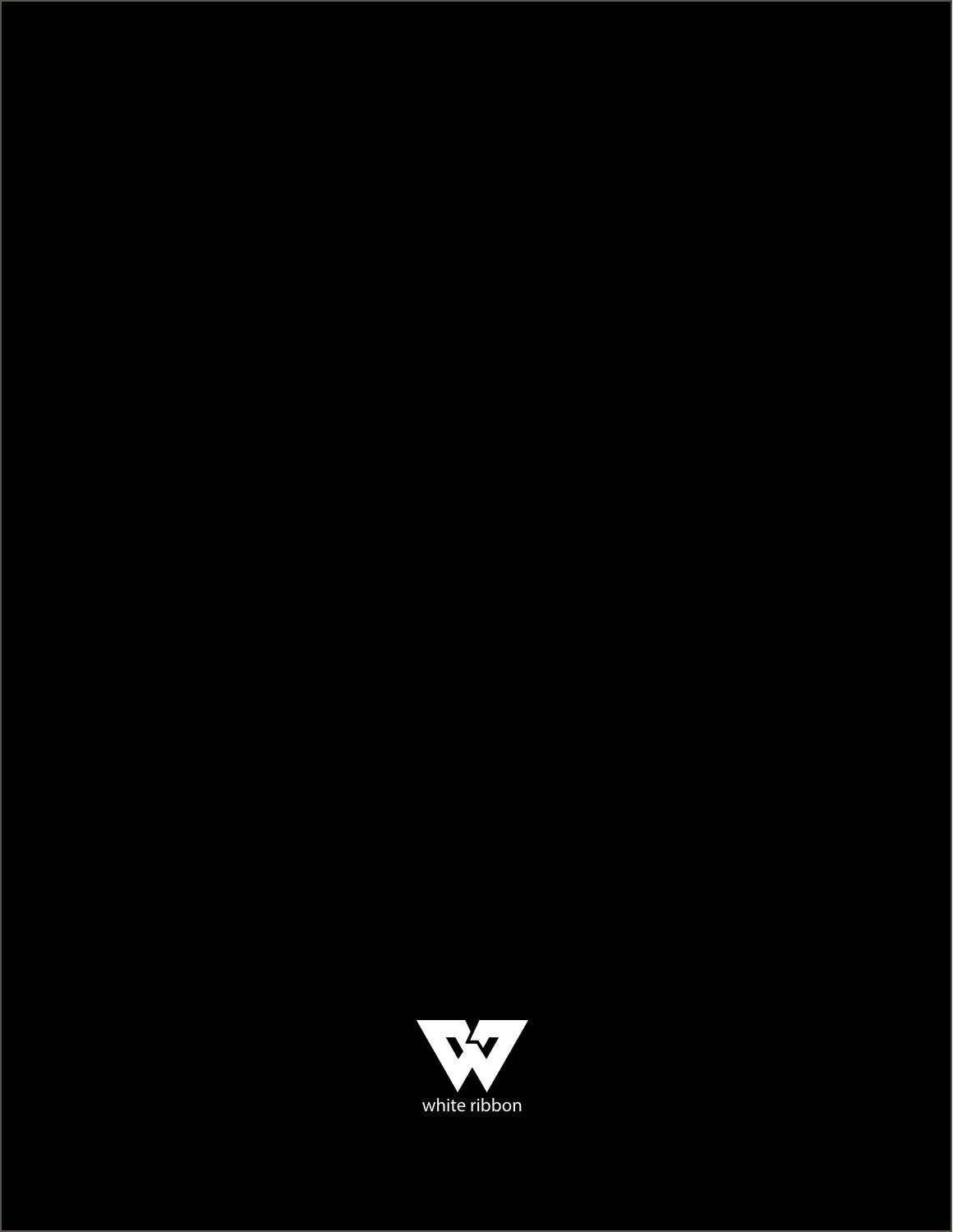white ribbon